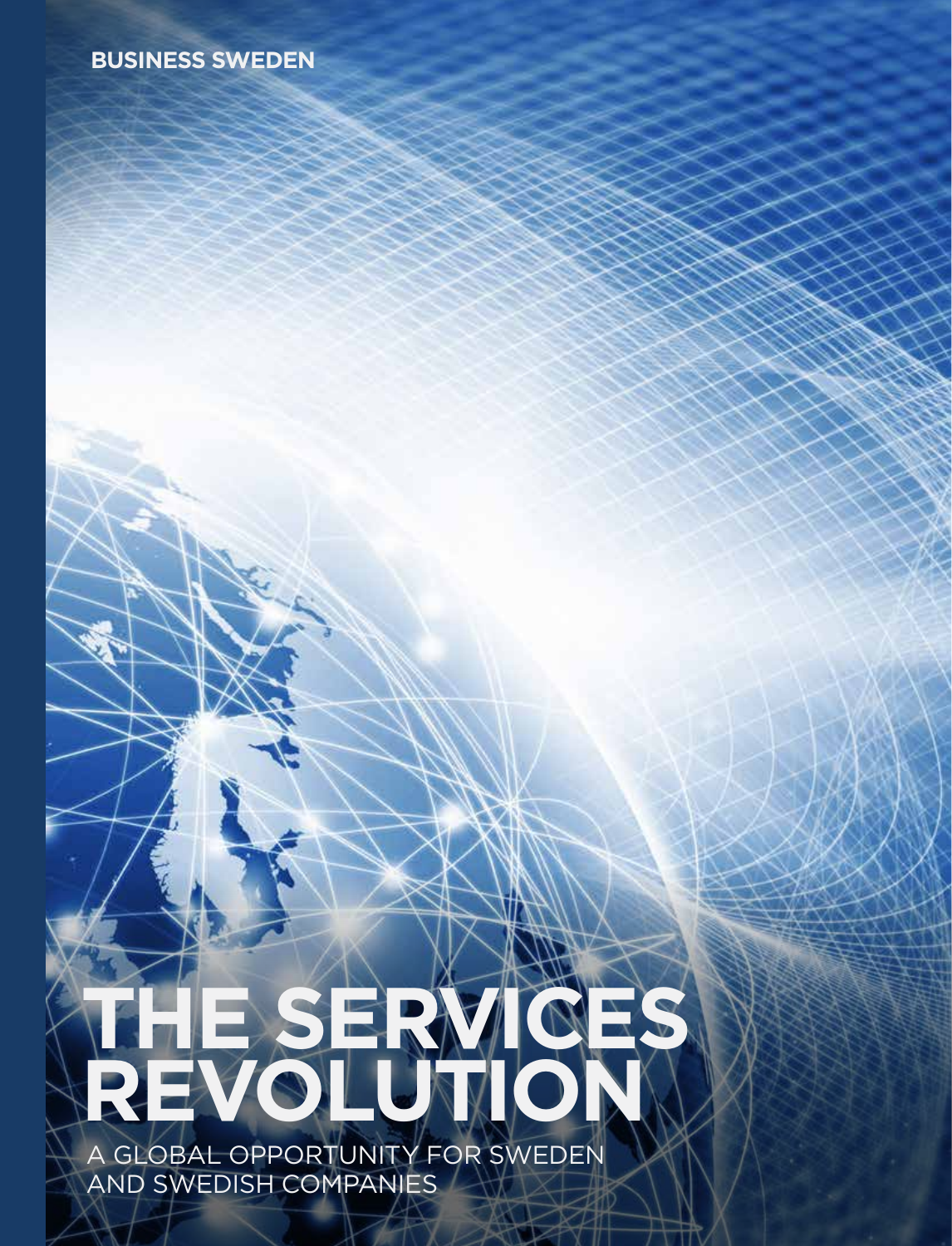**BUSINESS SWEDEN**

# THE SERVICES REVOLUTION

A GLOBAL OPPORTUNITY FOR SWEDEN AND SWEDISH COMPANIES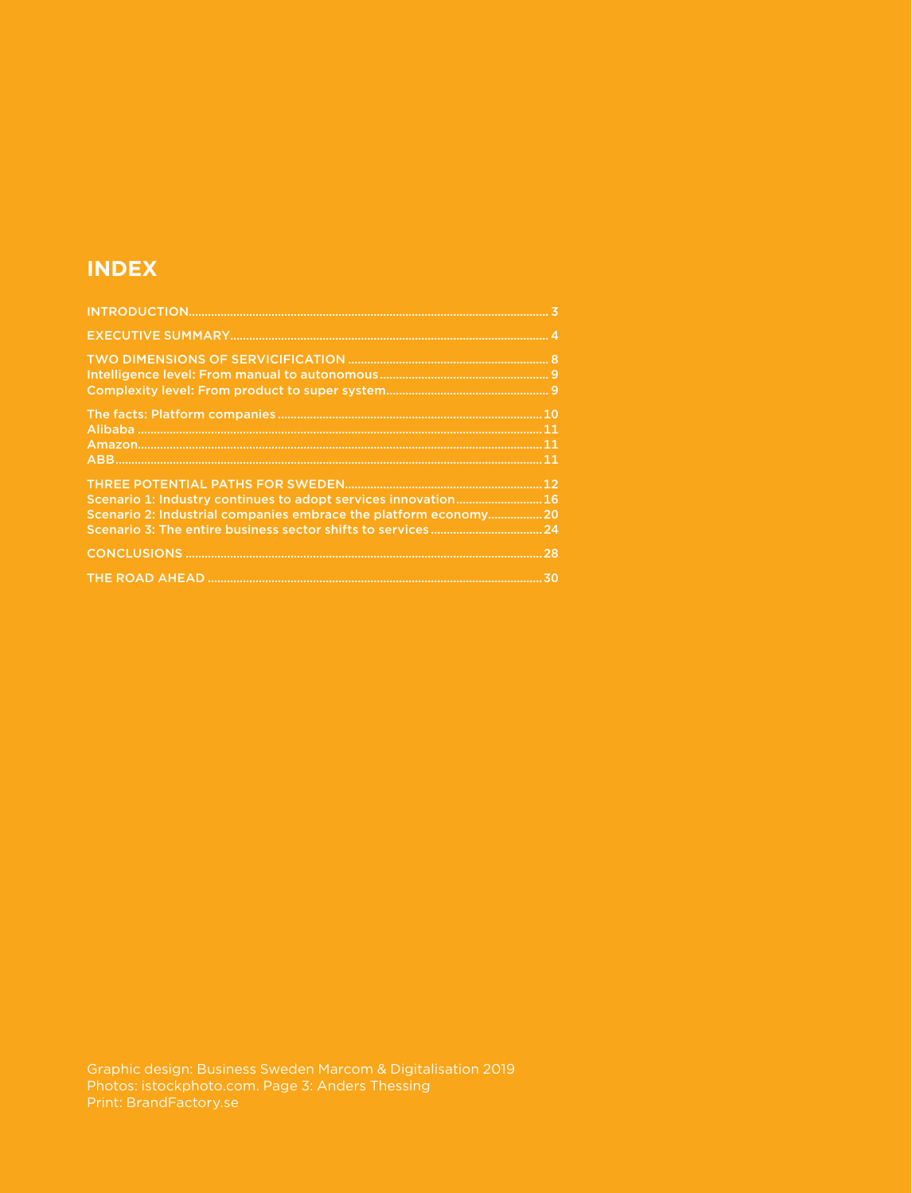## INDEX

INTRODUCTION ........ 3

EXECUTIVE SUMMARY ........ 4

TWO DIMENSIONS OF SERVICIFICATION ........ 8
Intelligence level: From manual to autonomous ........ 9
Complexity level: From product to super system ........ 9

The facts: Platform companies ........ 10
Alibaba ........ 11
Amazon ........ 11
ABB ........ 11

THREE POTENTIAL PATHS FOR SWEDEN ........ 12
Scenario 1: Industry continues to adopt services innovation ........ 16
Scenario 2: Industrial companies embrace the platform economy ........ 20
Scenario 3: The entire business sector shifts to services ........ 24

CONCLUSIONS ........ 28

THE ROAD AHEAD ........ 30

Graphic design: Business Sweden Marcom & Digitalisation 2019
Photos: istockphoto.com. Page 3: Anders Thessing
Print: BrandFactory.se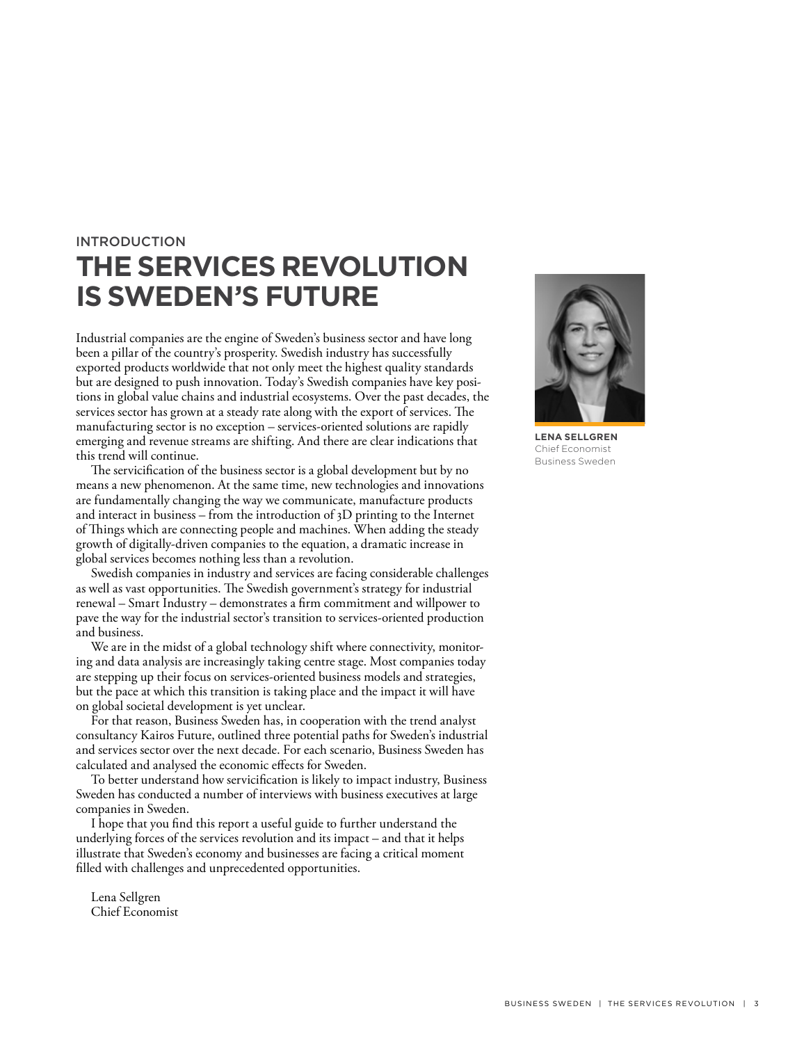INTRODUCTION

# THE SERVICES REVOLUTION IS SWEDEN'S FUTURE

**LENA SELLGREN**
Chief Economist
Business Sweden

Industrial companies are the engine of Sweden's business sector and have long been a pillar of the country's prosperity. Swedish industry has successfully exported products worldwide that not only meet the highest quality standards but are designed to push innovation. Today's Swedish companies have key positions in global value chains and industrial ecosystems. Over the past decades, the services sector has grown at a steady rate along with the export of services. The manufacturing sector is no exception – services-oriented solutions are rapidly emerging and revenue streams are shifting. And there are clear indications that this trend will continue.

The servicification of the business sector is a global development but by no means a new phenomenon. At the same time, new technologies and innovations are fundamentally changing the way we communicate, manufacture products and interact in business – from the introduction of 3D printing to the Internet of Things which are connecting people and machines. When adding the steady growth of digitally-driven companies to the equation, a dramatic increase in global services becomes nothing less than a revolution.

Swedish companies in industry and services are facing considerable challenges as well as vast opportunities. The Swedish government's strategy for industrial renewal – Smart Industry – demonstrates a firm commitment and willpower to pave the way for the industrial sector's transition to services-oriented production and business.

We are in the midst of a global technology shift where connectivity, monitoring and data analysis are increasingly taking centre stage. Most companies today are stepping up their focus on services-oriented business models and strategies, but the pace at which this transition is taking place and the impact it will have on global societal development is yet unclear.

For that reason, Business Sweden has, in cooperation with the trend analyst consultancy Kairos Future, outlined three potential paths for Sweden's industrial and services sector over the next decade. For each scenario, Business Sweden has calculated and analysed the economic effects for Sweden.

To better understand how servicification is likely to impact industry, Business Sweden has conducted a number of interviews with business executives at large companies in Sweden.

I hope that you find this report a useful guide to further understand the underlying forces of the services revolution and its impact – and that it helps illustrate that Sweden's economy and businesses are facing a critical moment filled with challenges and unprecedented opportunities.

Lena Sellgren
Chief Economist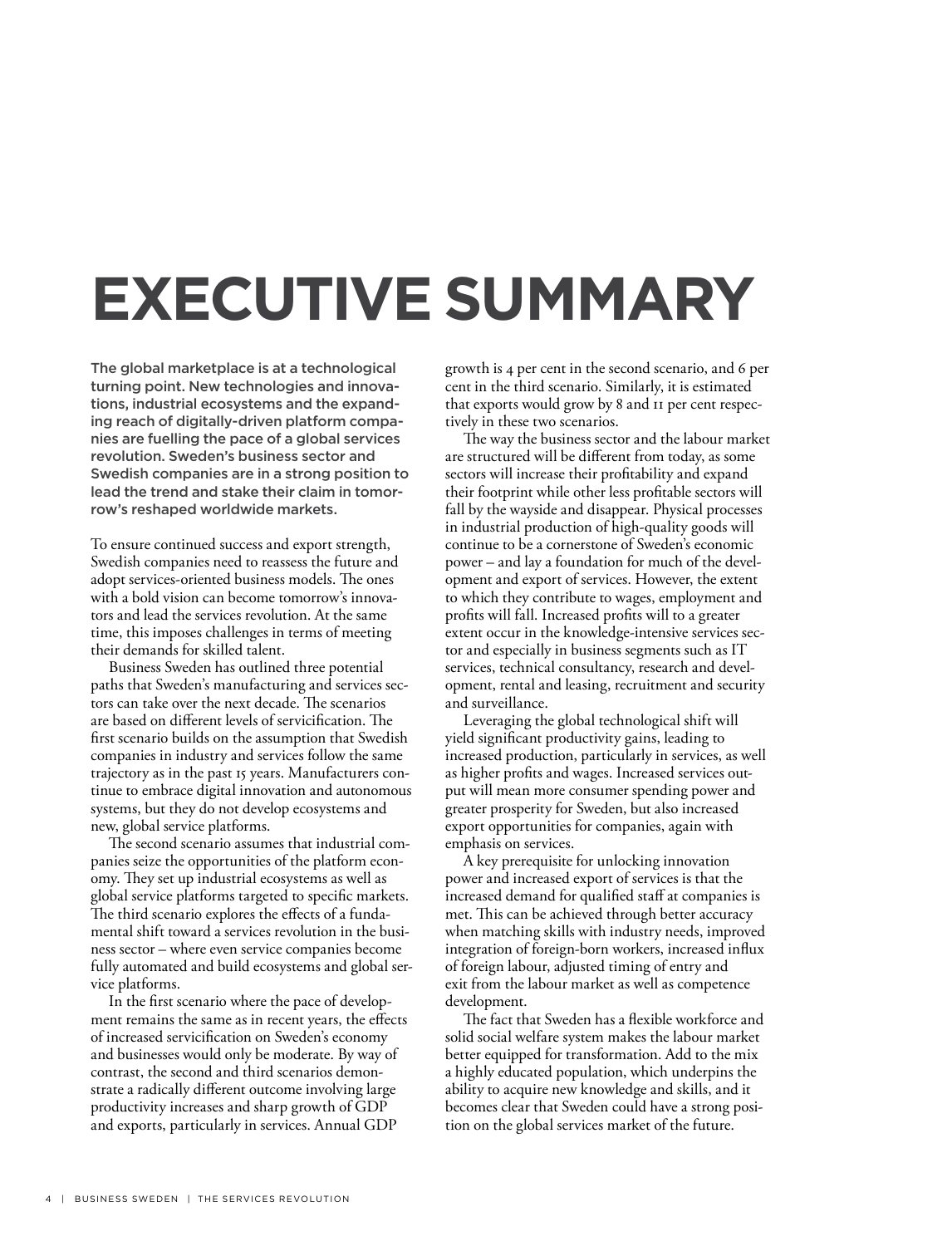# EXECUTIVE SUMMARY

**The global marketplace is at a technological turning point. New technologies and innovations, industrial ecosystems and the expanding reach of digitally-driven platform companies are fuelling the pace of a global services revolution. Sweden's business sector and Swedish companies are in a strong position to lead the trend and stake their claim in tomorrow's reshaped worldwide markets.**

To ensure continued success and export strength, Swedish companies need to reassess the future and adopt services-oriented business models. The ones with a bold vision can become tomorrow's innovators and lead the services revolution. At the same time, this imposes challenges in terms of meeting their demands for skilled talent.

Business Sweden has outlined three potential paths that Sweden's manufacturing and services sectors can take over the next decade. The scenarios are based on different levels of servicification. The first scenario builds on the assumption that Swedish companies in industry and services follow the same trajectory as in the past 15 years. Manufacturers continue to embrace digital innovation and autonomous systems, but they do not develop ecosystems and new, global service platforms.

The second scenario assumes that industrial companies seize the opportunities of the platform economy. They set up industrial ecosystems as well as global service platforms targeted to specific markets. The third scenario explores the effects of a fundamental shift toward a services revolution in the business sector – where even service companies become fully automated and build ecosystems and global service platforms.

In the first scenario where the pace of development remains the same as in recent years, the effects of increased servicification on Sweden's economy and businesses would only be moderate. By way of contrast, the second and third scenarios demonstrate a radically different outcome involving large productivity increases and sharp growth of GDP and exports, particularly in services. Annual GDP growth is 4 per cent in the second scenario, and 6 per cent in the third scenario. Similarly, it is estimated that exports would grow by 8 and 11 per cent respectively in these two scenarios.

The way the business sector and the labour market are structured will be different from today, as some sectors will increase their profitability and expand their footprint while other less profitable sectors will fall by the wayside and disappear. Physical processes in industrial production of high-quality goods will continue to be a cornerstone of Sweden's economic power – and lay a foundation for much of the development and export of services. However, the extent to which they contribute to wages, employment and profits will fall. Increased profits will to a greater extent occur in the knowledge-intensive services sector and especially in business segments such as IT services, technical consultancy, research and development, rental and leasing, recruitment and security and surveillance.

Leveraging the global technological shift will yield significant productivity gains, leading to increased production, particularly in services, as well as higher profits and wages. Increased services output will mean more consumer spending power and greater prosperity for Sweden, but also increased export opportunities for companies, again with emphasis on services.

A key prerequisite for unlocking innovation power and increased export of services is that the increased demand for qualified staff at companies is met. This can be achieved through better accuracy when matching skills with industry needs, improved integration of foreign-born workers, increased influx of foreign labour, adjusted timing of entry and exit from the labour market as well as competence development.

The fact that Sweden has a flexible workforce and solid social welfare system makes the labour market better equipped for transformation. Add to the mix a highly educated population, which underpins the ability to acquire new knowledge and skills, and it becomes clear that Sweden could have a strong position on the global services market of the future.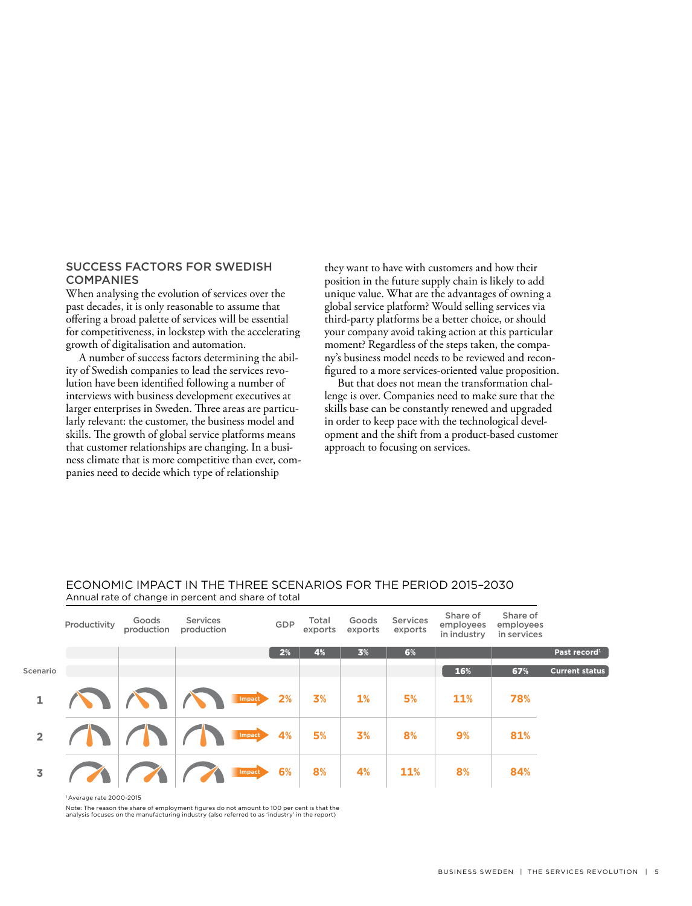## SUCCESS FACTORS FOR SWEDISH COMPANIES

When analysing the evolution of services over the past decades, it is only reasonable to assume that offering a broad palette of services will be essential for competitiveness, in lockstep with the accelerating growth of digitalisation and automation.

A number of success factors determining the ability of Swedish companies to lead the services revolution have been identified following a number of interviews with business development executives at larger enterprises in Sweden. Three areas are particularly relevant: the customer, the business model and skills. The growth of global service platforms means that customer relationships are changing. In a business climate that is more competitive than ever, companies need to decide which type of relationship they want to have with customers and how their position in the future supply chain is likely to add unique value. What are the advantages of owning a global service platform? Would selling services via third-party platforms be a better choice, or should your company avoid taking action at this particular moment? Regardless of the steps taken, the company's business model needs to be reviewed and reconfigured to a more services-oriented value proposition.

But that does not mean the transformation challenge is over. Companies need to make sure that the skills base can be constantly renewed and upgraded in order to keep pace with the technological development and the shift from a product-based customer approach to focusing on services.

## ECONOMIC IMPACT IN THE THREE SCENARIOS FOR THE PERIOD 2015–2030

Annual rate of change in percent and share of total

| Scenario | Productivity | Goods production | Services production | GDP | Total exports | Goods exports | Services exports | Share of employees in industry | Share of employees in services |
|---|---|---|---|---|---|---|---|---|---|
| Past record[1] | | | | 2% | 4% | 3% | 6% | | |
| Current status | | | | | | | | 16% | 67% |
| 1 | | | | 2% | 3% | 1% | 5% | 11% | 78% |
| 2 | | | | 4% | 5% | 3% | 8% | 9% | 81% |
| 3 | | | | 6% | 8% | 4% | 11% | 8% | 84% |

[1] Average rate 2000-2015

Note: The reason the share of employment figures do not amount to 100 per cent is that the analysis focuses on the manufacturing industry (also referred to as 'industry' in the report)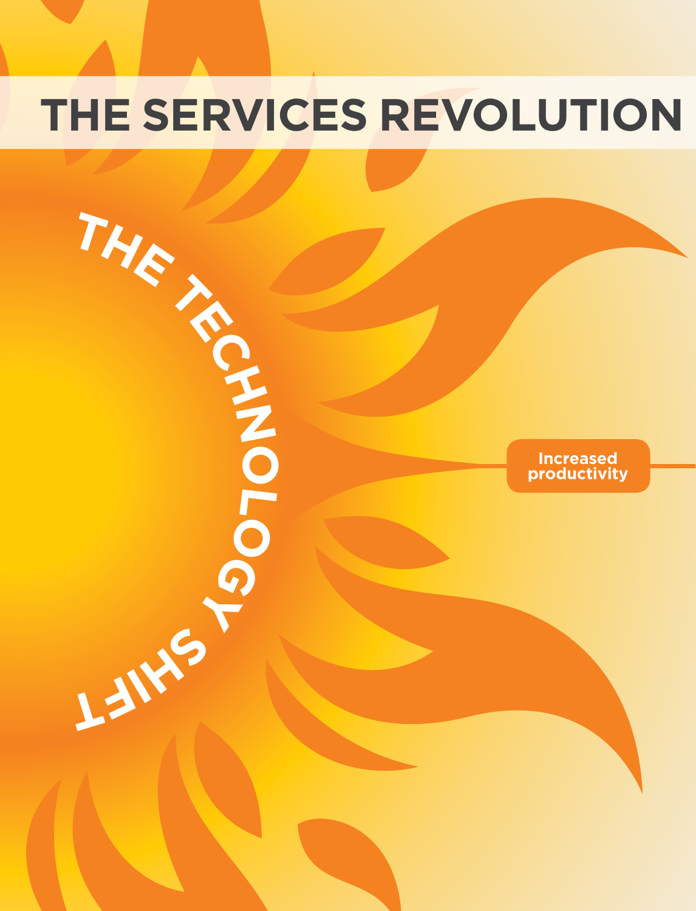# THE SERVICES REVOLUTION

## THE TECHNOLOGY SHIFT

**Increased productivity**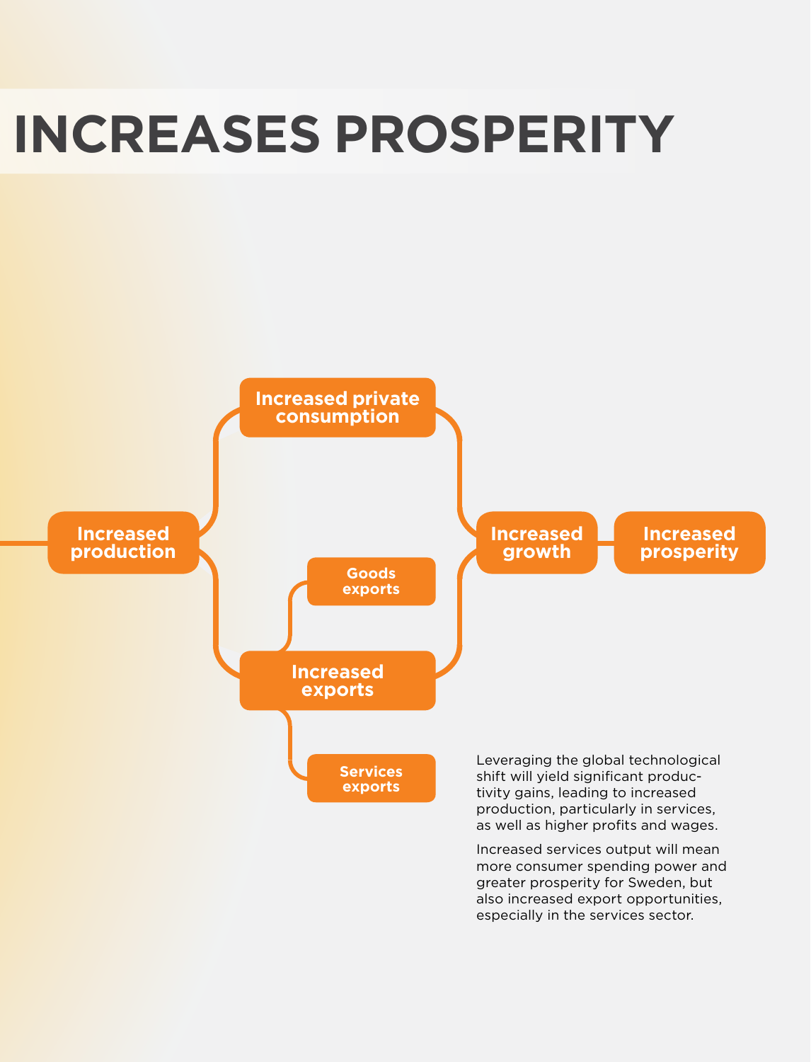# INCREASES PROSPERITY

Increased production

Increased private consumption

Goods exports

Increased exports

Services exports

Increased growth

Increased prosperity

Leveraging the global technological shift will yield significant productivity gains, leading to increased production, particularly in services, as well as higher profits and wages.

Increased services output will mean more consumer spending power and greater prosperity for Sweden, but also increased export opportunities, especially in the services sector.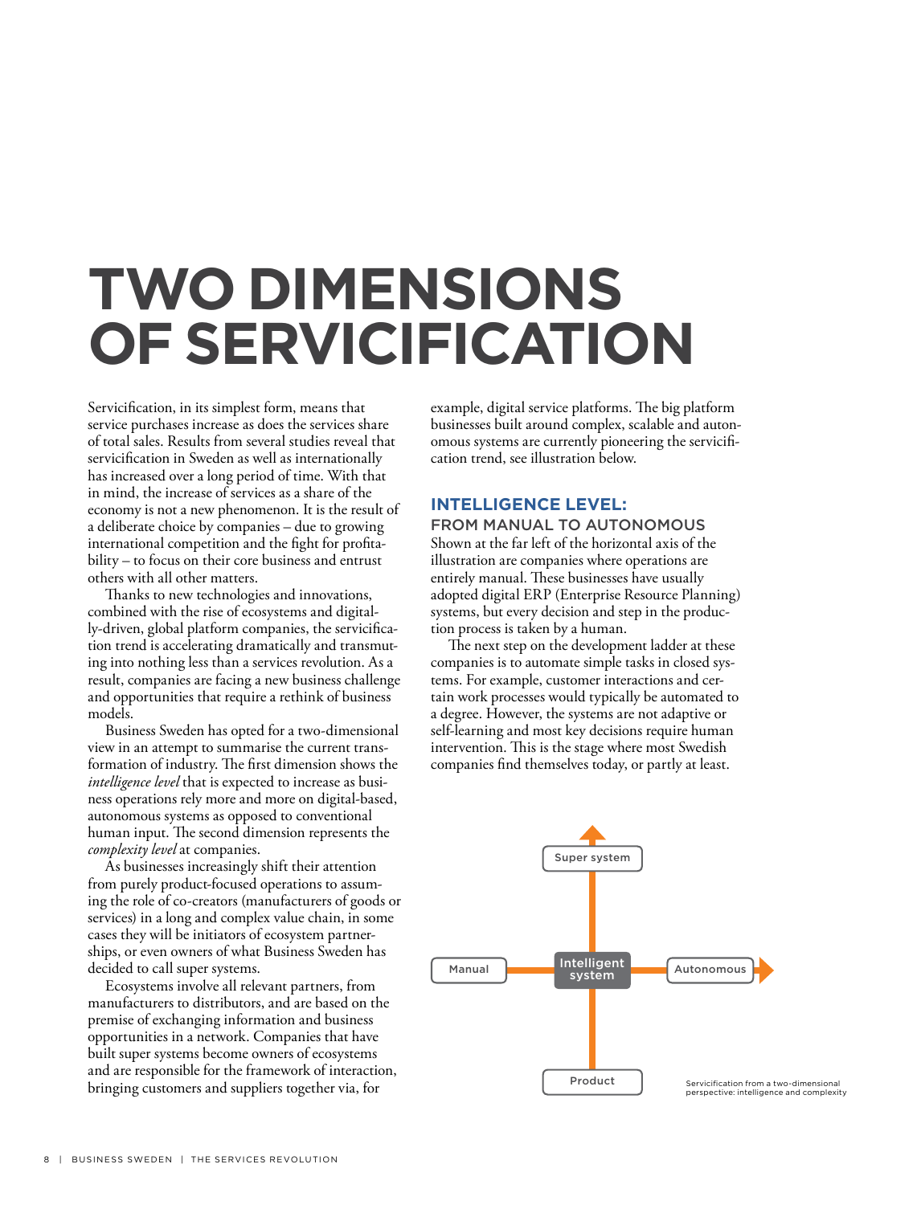# TWO DIMENSIONS OF SERVICIFICATION

Servicification, in its simplest form, means that service purchases increase as does the services share of total sales. Results from several studies reveal that servicification in Sweden as well as internationally has increased over a long period of time. With that in mind, the increase of services as a share of the economy is not a new phenomenon. It is the result of a deliberate choice by companies – due to growing international competition and the fight for profitability – to focus on their core business and entrust others with all other matters.

Thanks to new technologies and innovations, combined with the rise of ecosystems and digitally-driven, global platform companies, the servicification trend is accelerating dramatically and transmuting into nothing less than a services revolution. As a result, companies are facing a new business challenge and opportunities that require a rethink of business models.

Business Sweden has opted for a two-dimensional view in an attempt to summarise the current transformation of industry. The first dimension shows the *intelligence level* that is expected to increase as business operations rely more and more on digital-based, autonomous systems as opposed to conventional human input. The second dimension represents the *complexity level* at companies.

As businesses increasingly shift their attention from purely product-focused operations to assuming the role of co-creators (manufacturers of goods or services) in a long and complex value chain, in some cases they will be initiators of ecosystem partnerships, or even owners of what Business Sweden has decided to call super systems.

Ecosystems involve all relevant partners, from manufacturers to distributors, and are based on the premise of exchanging information and business opportunities in a network. Companies that have built super systems become owners of ecosystems and are responsible for the framework of interaction, bringing customers and suppliers together via, for example, digital service platforms. The big platform businesses built around complex, scalable and autonomous systems are currently pioneering the servicification trend, see illustration below.

## INTELLIGENCE LEVEL:

### FROM MANUAL TO AUTONOMOUS

Shown at the far left of the horizontal axis of the illustration are companies where operations are entirely manual. These businesses have usually adopted digital ERP (Enterprise Resource Planning) systems, but every decision and step in the production process is taken by a human.

The next step on the development ladder at these companies is to automate simple tasks in closed systems. For example, customer interactions and certain work processes would typically be automated to a degree. However, the systems are not adaptive or self-learning and most key decisions require human intervention. This is the stage where most Swedish companies find themselves today, or partly at least.

Super system

Manual — Intelligent system — Autonomous

Product

Servicification from a two-dimensional perspective: intelligence and complexity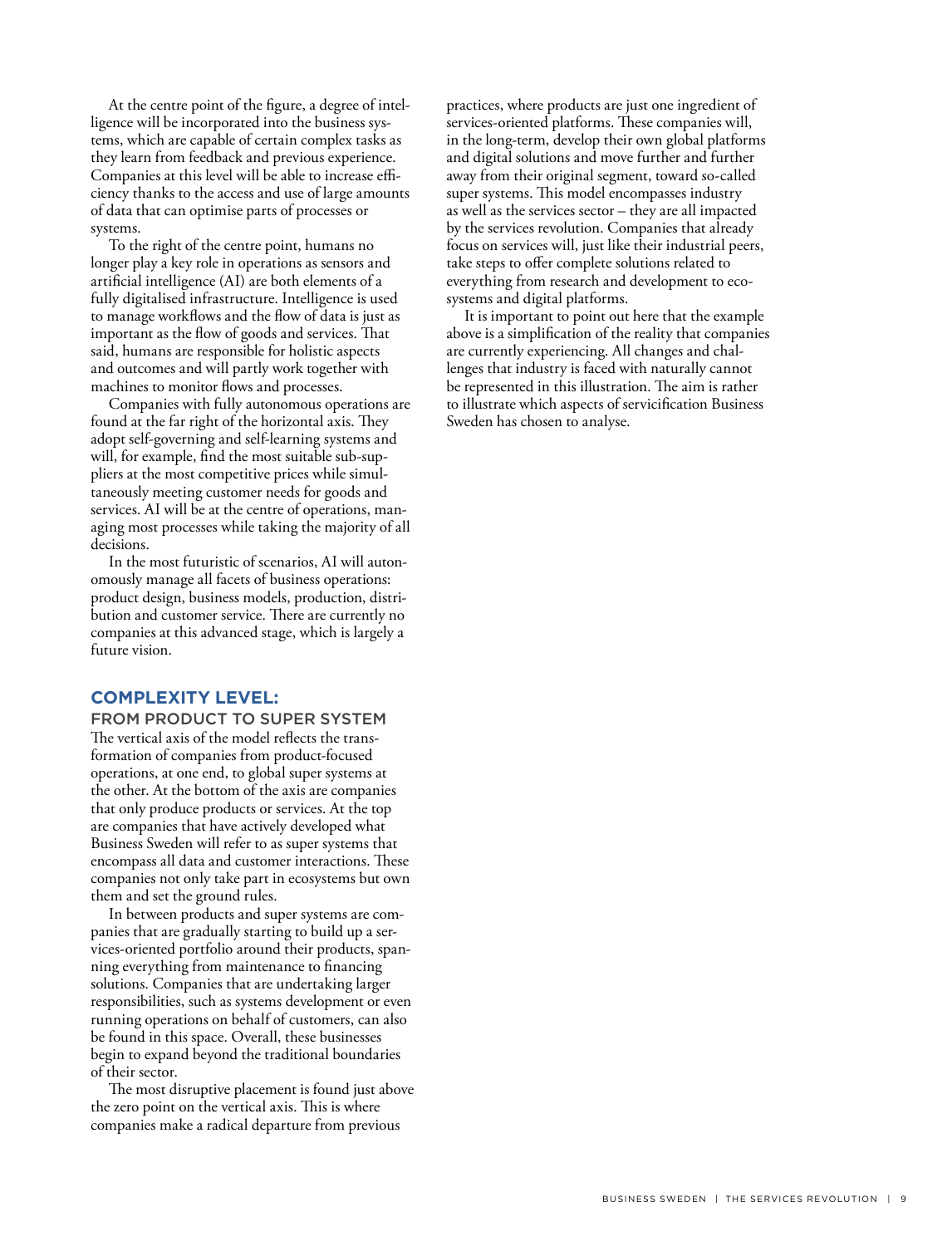At the centre point of the figure, a degree of intelligence will be incorporated into the business systems, which are capable of certain complex tasks as they learn from feedback and previous experience. Companies at this level will be able to increase efficiency thanks to the access and use of large amounts of data that can optimise parts of processes or systems.

To the right of the centre point, humans no longer play a key role in operations as sensors and artificial intelligence (AI) are both elements of a fully digitalised infrastructure. Intelligence is used to manage workflows and the flow of data is just as important as the flow of goods and services. That said, humans are responsible for holistic aspects and outcomes and will partly work together with machines to monitor flows and processes.

Companies with fully autonomous operations are found at the far right of the horizontal axis. They adopt self-governing and self-learning systems and will, for example, find the most suitable sub-suppliers at the most competitive prices while simultaneously meeting customer needs for goods and services. AI will be at the centre of operations, managing most processes while taking the majority of all decisions.

In the most futuristic of scenarios, AI will autonomously manage all facets of business operations: product design, business models, production, distribution and customer service. There are currently no companies at this advanced stage, which is largely a future vision.

## COMPLEXITY LEVEL:

### FROM PRODUCT TO SUPER SYSTEM

The vertical axis of the model reflects the transformation of companies from product-focused operations, at one end, to global super systems at the other. At the bottom of the axis are companies that only produce products or services. At the top are companies that have actively developed what Business Sweden will refer to as super systems that encompass all data and customer interactions. These companies not only take part in ecosystems but own them and set the ground rules.

In between products and super systems are companies that are gradually starting to build up a services-oriented portfolio around their products, spanning everything from maintenance to financing solutions. Companies that are undertaking larger responsibilities, such as systems development or even running operations on behalf of customers, can also be found in this space. Overall, these businesses begin to expand beyond the traditional boundaries of their sector.

The most disruptive placement is found just above the zero point on the vertical axis. This is where companies make a radical departure from previous practices, where products are just one ingredient of services-oriented platforms. These companies will, in the long-term, develop their own global platforms and digital solutions and move further and further away from their original segment, toward so-called super systems. This model encompasses industry as well as the services sector – they are all impacted by the services revolution. Companies that already focus on services will, just like their industrial peers, take steps to offer complete solutions related to everything from research and development to ecosystems and digital platforms.

It is important to point out here that the example above is a simplification of the reality that companies are currently experiencing. All changes and challenges that industry is faced with naturally cannot be represented in this illustration. The aim is rather to illustrate which aspects of servicification Business Sweden has chosen to analyse.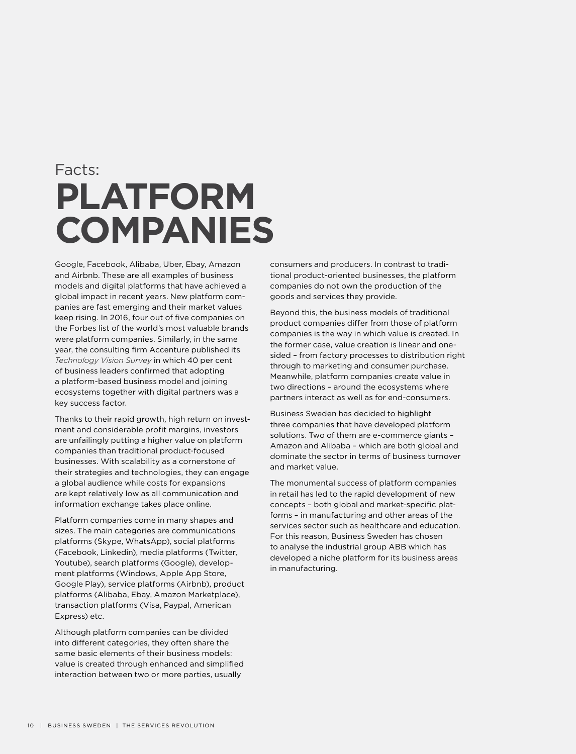Facts:

# PLATFORM COMPANIES

Google, Facebook, Alibaba, Uber, Ebay, Amazon and Airbnb. These are all examples of business models and digital platforms that have achieved a global impact in recent years. New platform companies are fast emerging and their market values keep rising. In 2016, four out of five companies on the Forbes list of the world's most valuable brands were platform companies. Similarly, in the same year, the consulting firm Accenture published its *Technology Vision Survey* in which 40 per cent of business leaders confirmed that adopting a platform-based business model and joining ecosystems together with digital partners was a key success factor.

Thanks to their rapid growth, high return on investment and considerable profit margins, investors are unfailingly putting a higher value on platform companies than traditional product-focused businesses. With scalability as a cornerstone of their strategies and technologies, they can engage a global audience while costs for expansions are kept relatively low as all communication and information exchange takes place online.

Platform companies come in many shapes and sizes. The main categories are communications platforms (Skype, WhatsApp), social platforms (Facebook, Linkedin), media platforms (Twitter, Youtube), search platforms (Google), development platforms (Windows, Apple App Store, Google Play), service platforms (Airbnb), product platforms (Alibaba, Ebay, Amazon Marketplace), transaction platforms (Visa, Paypal, American Express) etc.

Although platform companies can be divided into different categories, they often share the same basic elements of their business models: value is created through enhanced and simplified interaction between two or more parties, usually consumers and producers. In contrast to traditional product-oriented businesses, the platform companies do not own the production of the goods and services they provide.

Beyond this, the business models of traditional product companies differ from those of platform companies is the way in which value is created. In the former case, value creation is linear and one-sided – from factory processes to distribution right through to marketing and consumer purchase. Meanwhile, platform companies create value in two directions – around the ecosystems where partners interact as well as for end-consumers.

Business Sweden has decided to highlight three companies that have developed platform solutions. Two of them are e-commerce giants – Amazon and Alibaba – which are both global and dominate the sector in terms of business turnover and market value.

The monumental success of platform companies in retail has led to the rapid development of new concepts – both global and market-specific platforms – in manufacturing and other areas of the services sector such as healthcare and education. For this reason, Business Sweden has chosen to analyse the industrial group ABB which has developed a niche platform for its business areas in manufacturing.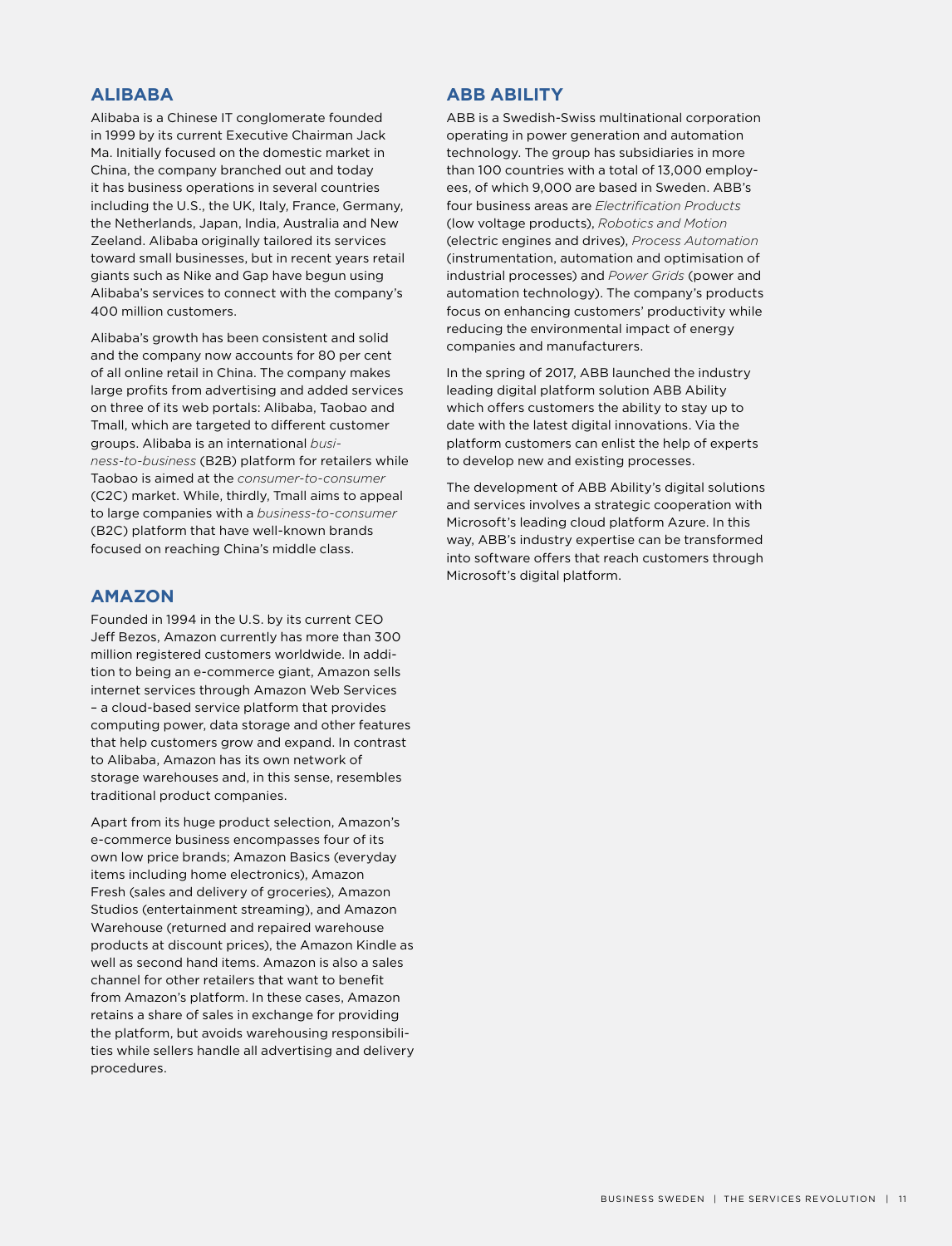## ALIBABA

Alibaba is a Chinese IT conglomerate founded in 1999 by its current Executive Chairman Jack Ma. Initially focused on the domestic market in China, the company branched out and today it has business operations in several countries including the U.S., the UK, Italy, France, Germany, the Netherlands, Japan, India, Australia and New Zeeland. Alibaba originally tailored its services toward small businesses, but in recent years retail giants such as Nike and Gap have begun using Alibaba's services to connect with the company's 400 million customers.

Alibaba's growth has been consistent and solid and the company now accounts for 80 per cent of all online retail in China. The company makes large profits from advertising and added services on three of its web portals: Alibaba, Taobao and Tmall, which are targeted to different customer groups. Alibaba is an international *business-to-business* (B2B) platform for retailers while Taobao is aimed at the *consumer-to-consumer* (C2C) market. While, thirdly, Tmall aims to appeal to large companies with a *business-to-consumer* (B2C) platform that have well-known brands focused on reaching China's middle class.

## AMAZON

Founded in 1994 in the U.S. by its current CEO Jeff Bezos, Amazon currently has more than 300 million registered customers worldwide. In addition to being an e-commerce giant, Amazon sells internet services through Amazon Web Services – a cloud-based service platform that provides computing power, data storage and other features that help customers grow and expand. In contrast to Alibaba, Amazon has its own network of storage warehouses and, in this sense, resembles traditional product companies.

Apart from its huge product selection, Amazon's e-commerce business encompasses four of its own low price brands; Amazon Basics (everyday items including home electronics), Amazon Fresh (sales and delivery of groceries), Amazon Studios (entertainment streaming), and Amazon Warehouse (returned and repaired warehouse products at discount prices), the Amazon Kindle as well as second hand items. Amazon is also a sales channel for other retailers that want to benefit from Amazon's platform. In these cases, Amazon retains a share of sales in exchange for providing the platform, but avoids warehousing responsibilities while sellers handle all advertising and delivery procedures.

## ABB ABILITY

ABB is a Swedish-Swiss multinational corporation operating in power generation and automation technology. The group has subsidiaries in more than 100 countries with a total of 13,000 employees, of which 9,000 are based in Sweden. ABB's four business areas are *Electrification Products* (low voltage products), *Robotics and Motion* (electric engines and drives), *Process Automation* (instrumentation, automation and optimisation of industrial processes) and *Power Grids* (power and automation technology). The company's products focus on enhancing customers' productivity while reducing the environmental impact of energy companies and manufacturers.

In the spring of 2017, ABB launched the industry leading digital platform solution ABB Ability which offers customers the ability to stay up to date with the latest digital innovations. Via the platform customers can enlist the help of experts to develop new and existing processes.

The development of ABB Ability's digital solutions and services involves a strategic cooperation with Microsoft's leading cloud platform Azure. In this way, ABB's industry expertise can be transformed into software offers that reach customers through Microsoft's digital platform.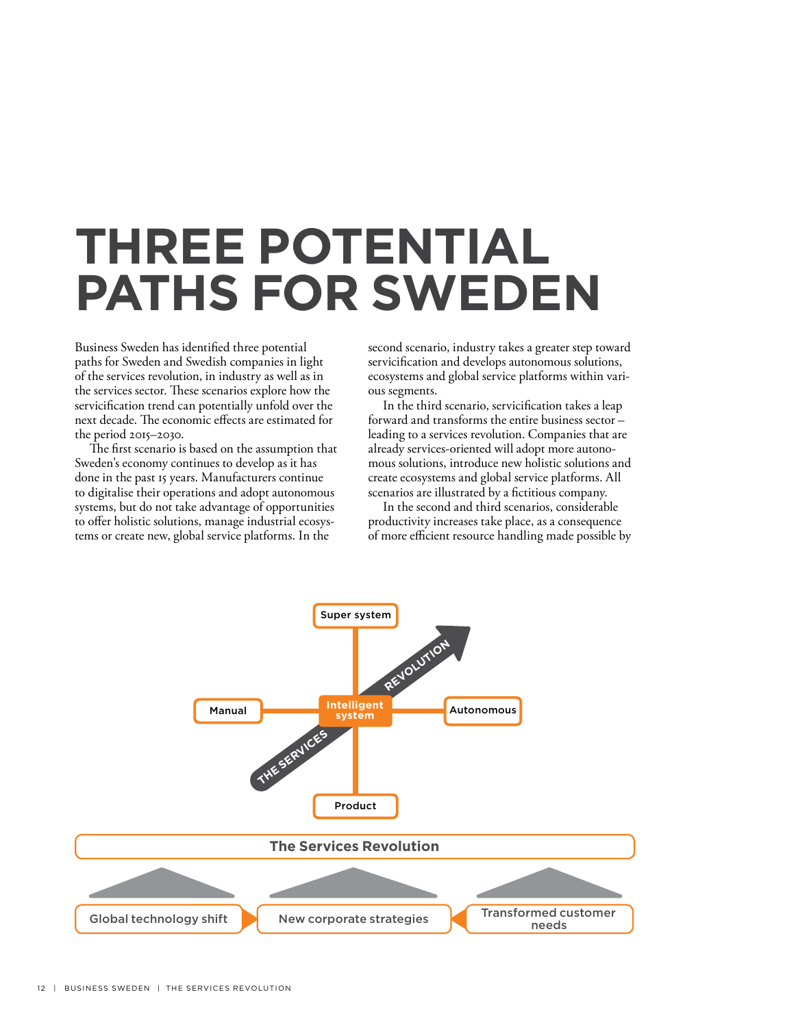# THREE POTENTIAL PATHS FOR SWEDEN

Business Sweden has identified three potential paths for Sweden and Swedish companies in light of the services revolution, in industry as well as in the services sector. These scenarios explore how the servicification trend can potentially unfold over the next decade. The economic effects are estimated for the period 2015–2030.

The first scenario is based on the assumption that Sweden's economy continues to develop as it has done in the past 15 years. Manufacturers continue to digitalise their operations and adopt autonomous systems, but do not take advantage of opportunities to offer holistic solutions, manage industrial ecosystems or create new, global service platforms. In the second scenario, industry takes a greater step toward servicification and develops autonomous solutions, ecosystems and global service platforms within various segments.

In the third scenario, servicification takes a leap forward and transforms the entire business sector – leading to a services revolution. Companies that are already services-oriented will adopt more autonomous solutions, introduce new holistic solutions and create ecosystems and global service platforms. All scenarios are illustrated by a fictitious company.

In the second and third scenarios, considerable productivity increases take place, as a consequence of more efficient resource handling made possible by

Super system

Manual — Intelligent system — Autonomous

THE SERVICES REVOLUTION

Product

The Services Revolution

Global technology shift | New corporate strategies | Transformed customer needs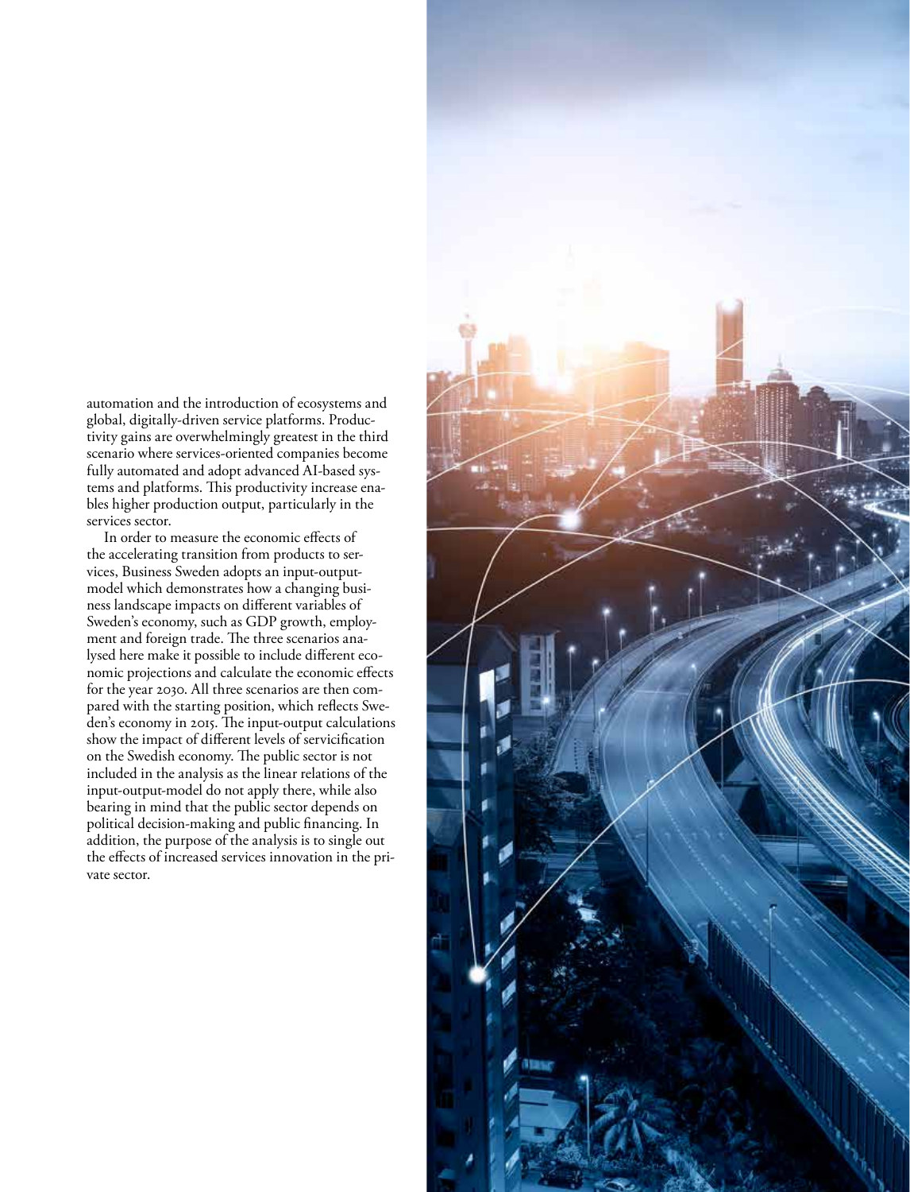automation and the introduction of ecosystems and global, digitally-driven service platforms. Productivity gains are overwhelmingly greatest in the third scenario where services-oriented companies become fully automated and adopt advanced AI-based systems and platforms. This productivity increase enables higher production output, particularly in the services sector.

In order to measure the economic effects of the accelerating transition from products to services, Business Sweden adopts an input-output-model which demonstrates how a changing business landscape impacts on different variables of Sweden's economy, such as GDP growth, employment and foreign trade. The three scenarios analysed here make it possible to include different economic projections and calculate the economic effects for the year 2030. All three scenarios are then compared with the starting position, which reflects Sweden's economy in 2015. The input-output calculations show the impact of different levels of servicification on the Swedish economy. The public sector is not included in the analysis as the linear relations of the input-output-model do not apply there, while also bearing in mind that the public sector depends on political decision-making and public financing. In addition, the purpose of the analysis is to single out the effects of increased services innovation in the private sector.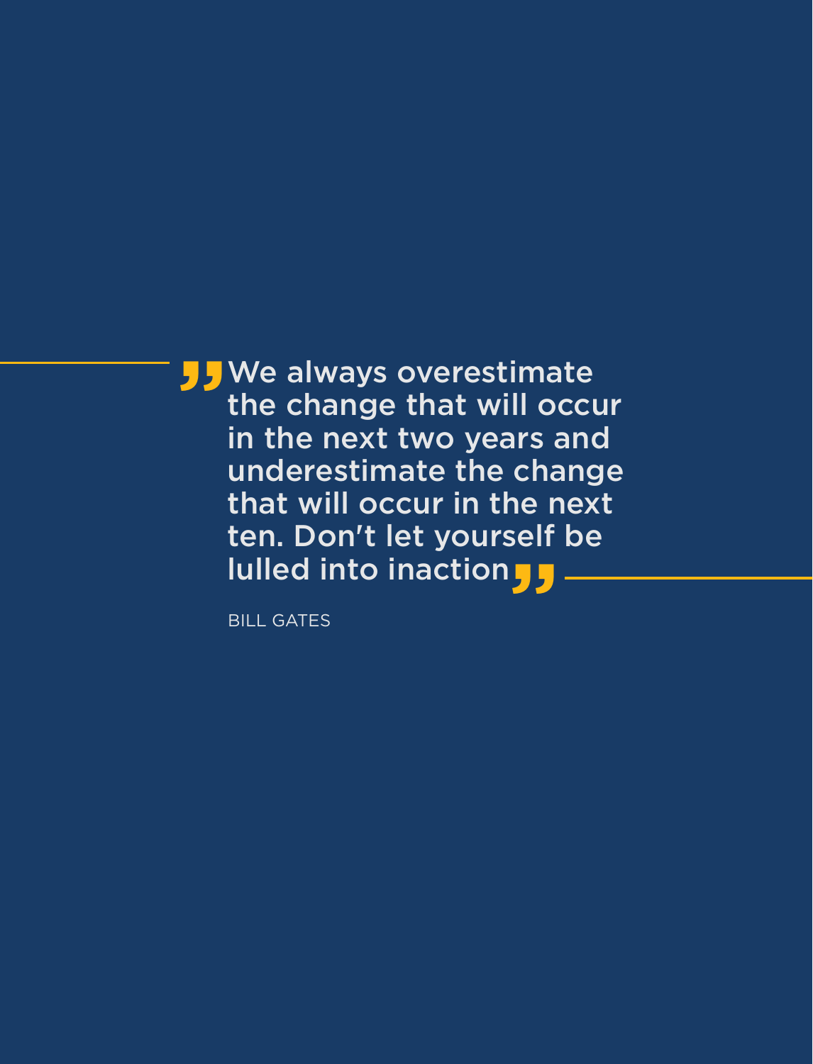> "We always overestimate the change that will occur in the next two years and underestimate the change that will occur in the next ten. Don't let yourself be lulled into inaction"

BILL GATES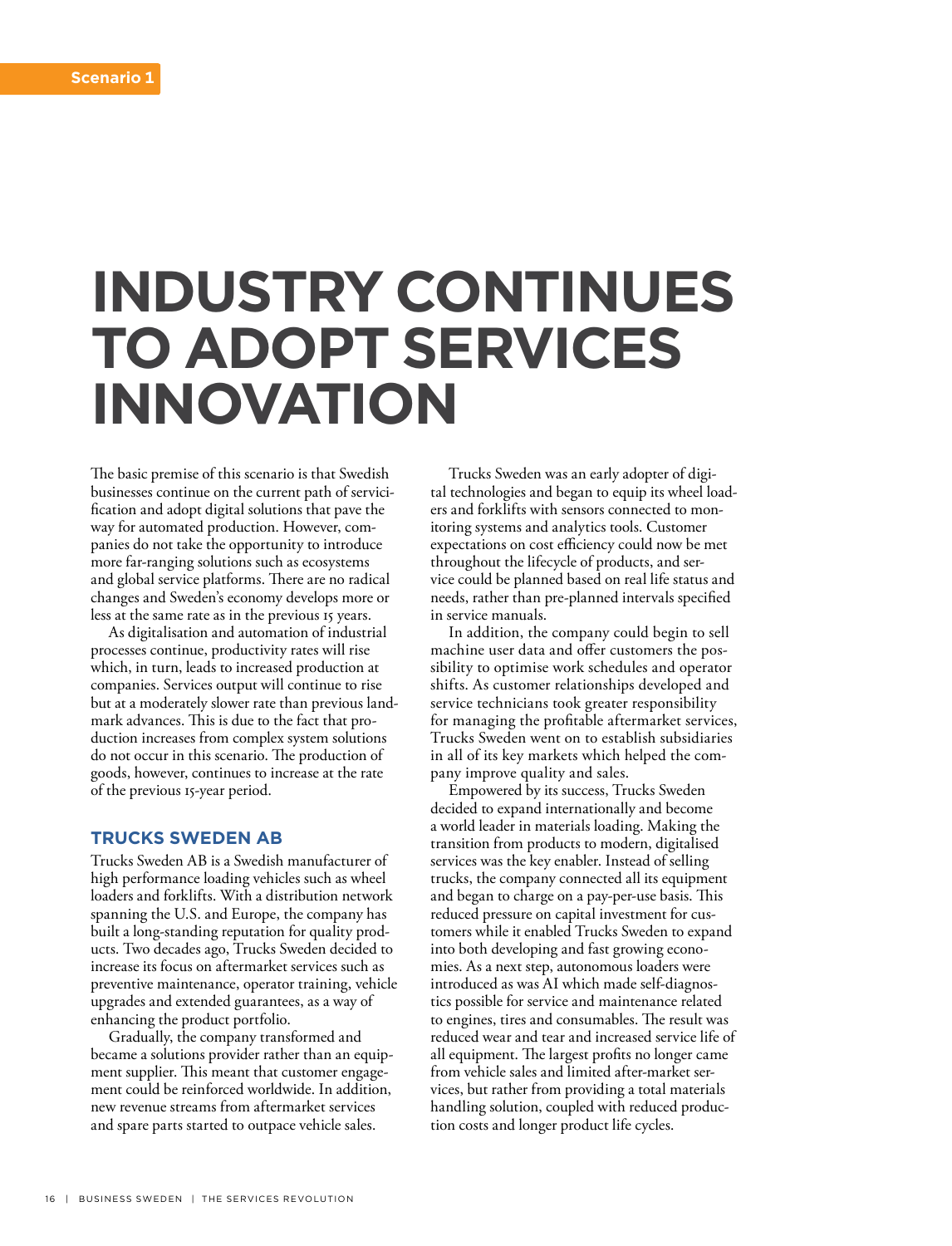Scenario 1

# INDUSTRY CONTINUES TO ADOPT SERVICES INNOVATION

The basic premise of this scenario is that Swedish businesses continue on the current path of servicification and adopt digital solutions that pave the way for automated production. However, companies do not take the opportunity to introduce more far-ranging solutions such as ecosystems and global service platforms. There are no radical changes and Sweden's economy develops more or less at the same rate as in the previous 15 years.

As digitalisation and automation of industrial processes continue, productivity rates will rise which, in turn, leads to increased production at companies. Services output will continue to rise but at a moderately slower rate than previous landmark advances. This is due to the fact that production increases from complex system solutions do not occur in this scenario. The production of goods, however, continues to increase at the rate of the previous 15-year period.

## TRUCKS SWEDEN AB

Trucks Sweden AB is a Swedish manufacturer of high performance loading vehicles such as wheel loaders and forklifts. With a distribution network spanning the U.S. and Europe, the company has built a long-standing reputation for quality products. Two decades ago, Trucks Sweden decided to increase its focus on aftermarket services such as preventive maintenance, operator training, vehicle upgrades and extended guarantees, as a way of enhancing the product portfolio.

Gradually, the company transformed and became a solutions provider rather than an equipment supplier. This meant that customer engagement could be reinforced worldwide. In addition, new revenue streams from aftermarket services and spare parts started to outpace vehicle sales.

Trucks Sweden was an early adopter of digital technologies and began to equip its wheel loaders and forklifts with sensors connected to monitoring systems and analytics tools. Customer expectations on cost efficiency could now be met throughout the lifecycle of products, and service could be planned based on real life status and needs, rather than pre-planned intervals specified in service manuals.

In addition, the company could begin to sell machine user data and offer customers the possibility to optimise work schedules and operator shifts. As customer relationships developed and service technicians took greater responsibility for managing the profitable aftermarket services, Trucks Sweden went on to establish subsidiaries in all of its key markets which helped the company improve quality and sales.

Empowered by its success, Trucks Sweden decided to expand internationally and become a world leader in materials loading. Making the transition from products to modern, digitalised services was the key enabler. Instead of selling trucks, the company connected all its equipment and began to charge on a pay-per-use basis. This reduced pressure on capital investment for customers while it enabled Trucks Sweden to expand into both developing and fast growing economies. As a next step, autonomous loaders were introduced as was AI which made self-diagnostics possible for service and maintenance related to engines, tires and consumables. The result was reduced wear and tear and increased service life of all equipment. The largest profits no longer came from vehicle sales and limited after-market services, but rather from providing a total materials handling solution, coupled with reduced production costs and longer product life cycles.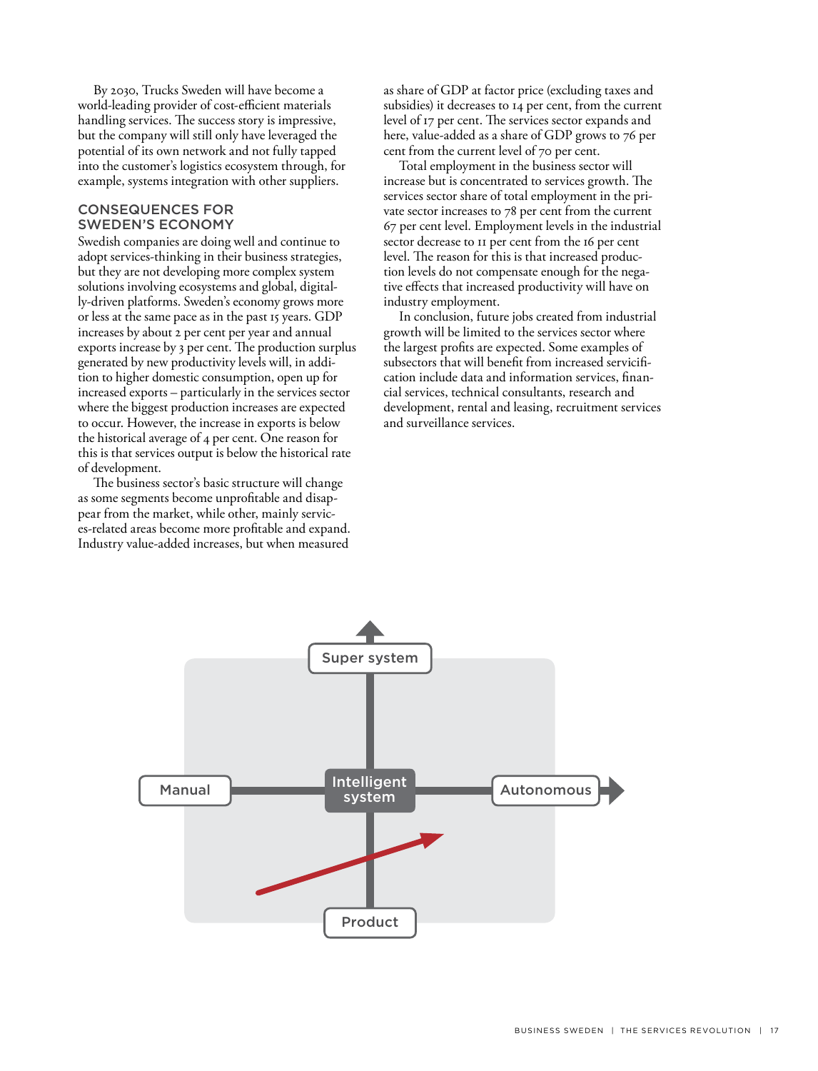By 2030, Trucks Sweden will have become a world-leading provider of cost-efficient materials handling services. The success story is impressive, but the company will still only have leveraged the potential of its own network and not fully tapped into the customer's logistics ecosystem through, for example, systems integration with other suppliers.

## CONSEQUENCES FOR SWEDEN'S ECONOMY

Swedish companies are doing well and continue to adopt services-thinking in their business strategies, but they are not developing more complex system solutions involving ecosystems and global, digitally-driven platforms. Sweden's economy grows more or less at the same pace as in the past 15 years. GDP increases by about 2 per cent per year and annual exports increase by 3 per cent. The production surplus generated by new productivity levels will, in addition to higher domestic consumption, open up for increased exports – particularly in the services sector where the biggest production increases are expected to occur. However, the increase in exports is below the historical average of 4 per cent. One reason for this is that services output is below the historical rate of development.

The business sector's basic structure will change as some segments become unprofitable and disappear from the market, while other, mainly services-related areas become more profitable and expand. Industry value-added increases, but when measured as share of GDP at factor price (excluding taxes and subsidies) it decreases to 14 per cent, from the current level of 17 per cent. The services sector expands and here, value-added as a share of GDP grows to 76 per cent from the current level of 70 per cent.

Total employment in the business sector will increase but is concentrated to services growth. The services sector share of total employment in the private sector increases to 78 per cent from the current 67 per cent level. Employment levels in the industrial sector decrease to 11 per cent from the 16 per cent level. The reason for this is that increased production levels do not compensate enough for the negative effects that increased productivity will have on industry employment.

In conclusion, future jobs created from industrial growth will be limited to the services sector where the largest profits are expected. Some examples of subsectors that will benefit from increased servicification include data and information services, financial services, technical consultants, research and development, rental and leasing, recruitment services and surveillance services.

Super system

Manual | Intelligent system | Autonomous

Product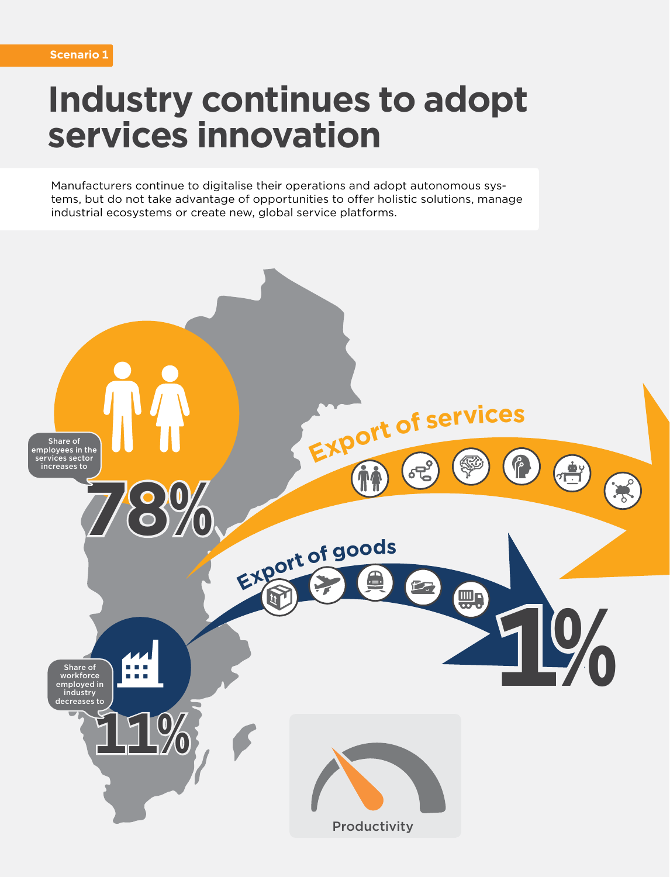Scenario 1

# Industry continues to adopt services innovation

Manufacturers continue to digitalise their operations and adopt autonomous systems, but do not take advantage of opportunities to offer holistic solutions, manage industrial ecosystems or create new, global service platforms.

Share of employees in the services sector increases to

78%

Export of services

Export of goods

1%

Share of workforce employed in industry decreases to

11%

Productivity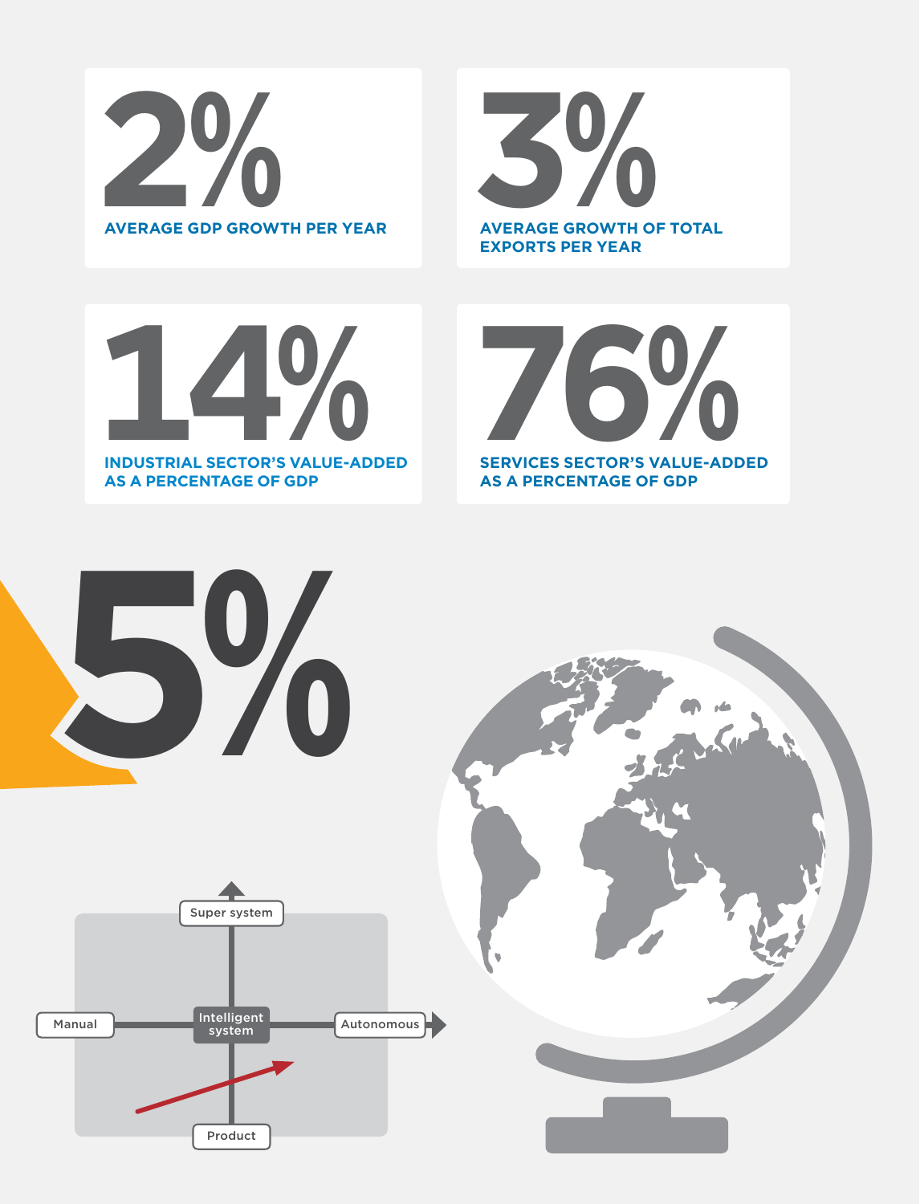**2%**
AVERAGE GDP GROWTH PER YEAR

**3%**
AVERAGE GROWTH OF TOTAL EXPORTS PER YEAR

**14%**
INDUSTRIAL SECTOR'S VALUE-ADDED AS A PERCENTAGE OF GDP

**76%**
SERVICES SECTOR'S VALUE-ADDED AS A PERCENTAGE OF GDP

**5%**

Super system

Manual

Intelligent system

Autonomous

Product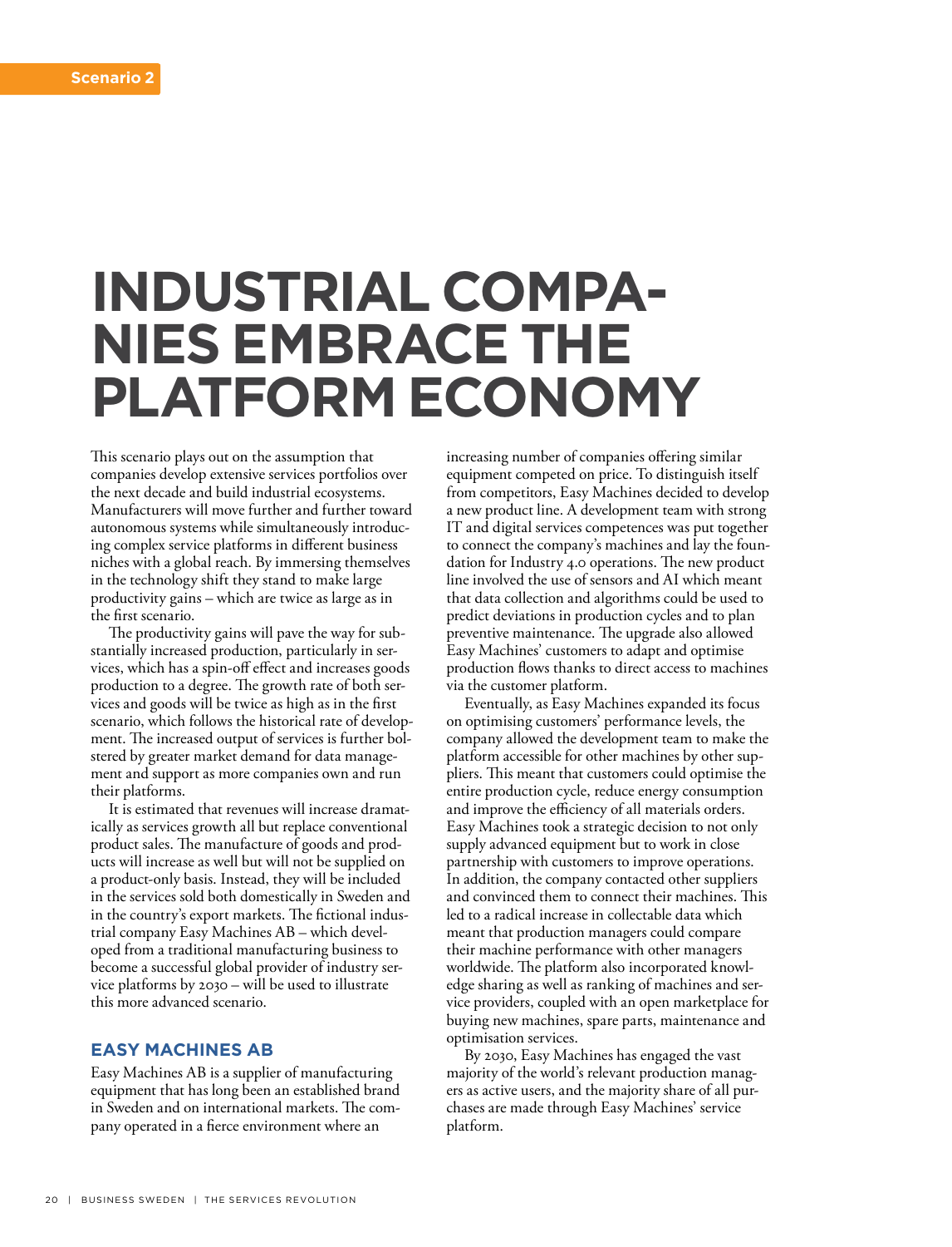Scenario 2

# INDUSTRIAL COMPANIES EMBRACE THE PLATFORM ECONOMY

This scenario plays out on the assumption that companies develop extensive services portfolios over the next decade and build industrial ecosystems. Manufacturers will move further and further toward autonomous systems while simultaneously introducing complex service platforms in different business niches with a global reach. By immersing themselves in the technology shift they stand to make large productivity gains – which are twice as large as in the first scenario.

The productivity gains will pave the way for substantially increased production, particularly in services, which has a spin-off effect and increases goods production to a degree. The growth rate of both services and goods will be twice as high as in the first scenario, which follows the historical rate of development. The increased output of services is further bolstered by greater market demand for data management and support as more companies own and run their platforms.

It is estimated that revenues will increase dramatically as services growth all but replace conventional product sales. The manufacture of goods and products will increase as well but will not be supplied on a product-only basis. Instead, they will be included in the services sold both domestically in Sweden and in the country's export markets. The fictional industrial company Easy Machines AB – which developed from a traditional manufacturing business to become a successful global provider of industry service platforms by 2030 – will be used to illustrate this more advanced scenario.

## EASY MACHINES AB

Easy Machines AB is a supplier of manufacturing equipment that has long been an established brand in Sweden and on international markets. The company operated in a fierce environment where an increasing number of companies offering similar equipment competed on price. To distinguish itself from competitors, Easy Machines decided to develop a new product line. A development team with strong IT and digital services competences was put together to connect the company's machines and lay the foundation for Industry 4.0 operations. The new product line involved the use of sensors and AI which meant that data collection and algorithms could be used to predict deviations in production cycles and to plan preventive maintenance. The upgrade also allowed Easy Machines' customers to adapt and optimise production flows thanks to direct access to machines via the customer platform.

Eventually, as Easy Machines expanded its focus on optimising customers' performance levels, the company allowed the development team to make the platform accessible for other machines by other suppliers. This meant that customers could optimise the entire production cycle, reduce energy consumption and improve the efficiency of all materials orders. Easy Machines took a strategic decision to not only supply advanced equipment but to work in close partnership with customers to improve operations. In addition, the company contacted other suppliers and convinced them to connect their machines. This led to a radical increase in collectable data which meant that production managers could compare their machine performance with other managers worldwide. The platform also incorporated knowledge sharing as well as ranking of machines and service providers, coupled with an open marketplace for buying new machines, spare parts, maintenance and optimisation services.

By 2030, Easy Machines has engaged the vast majority of the world's relevant production managers as active users, and the majority share of all purchases are made through Easy Machines' service platform.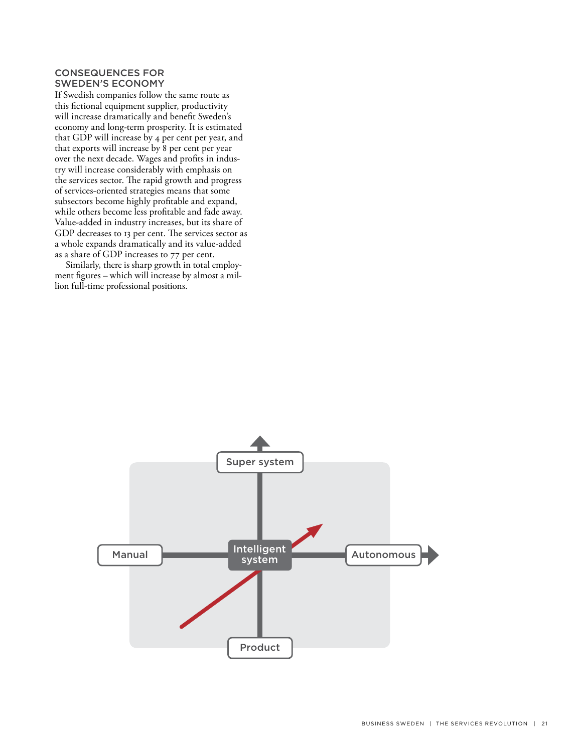## CONSEQUENCES FOR SWEDEN'S ECONOMY

If Swedish companies follow the same route as this fictional equipment supplier, productivity will increase dramatically and benefit Sweden's economy and long-term prosperity. It is estimated that GDP will increase by 4 per cent per year, and that exports will increase by 8 per cent per year over the next decade. Wages and profits in industry will increase considerably with emphasis on the services sector. The rapid growth and progress of services-oriented strategies means that some subsectors become highly profitable and expand, while others become less profitable and fade away. Value-added in industry increases, but its share of GDP decreases to 13 per cent. The services sector as a whole expands dramatically and its value-added as a share of GDP increases to 77 per cent.

Similarly, there is sharp growth in total employment figures – which will increase by almost a million full-time professional positions.

Super system

Manual

Intelligent system

Autonomous

Product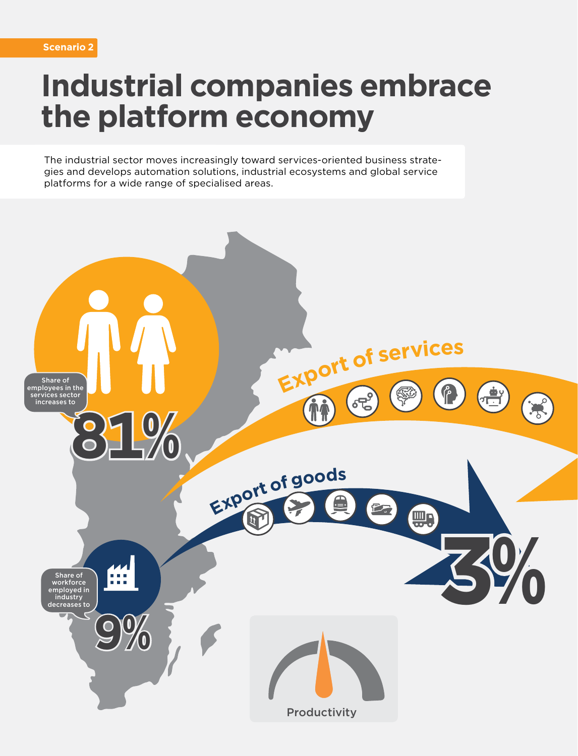Scenario 2

# Industrial companies embrace the platform economy

The industrial sector moves increasingly toward services-oriented business strategies and develops automation solutions, industrial ecosystems and global service platforms for a wide range of specialised areas.

Share of employees in the services sector increases to

**81%**

Export of services

Export of goods

**3%**

Share of workforce employed in industry decreases to

**9%**

Productivity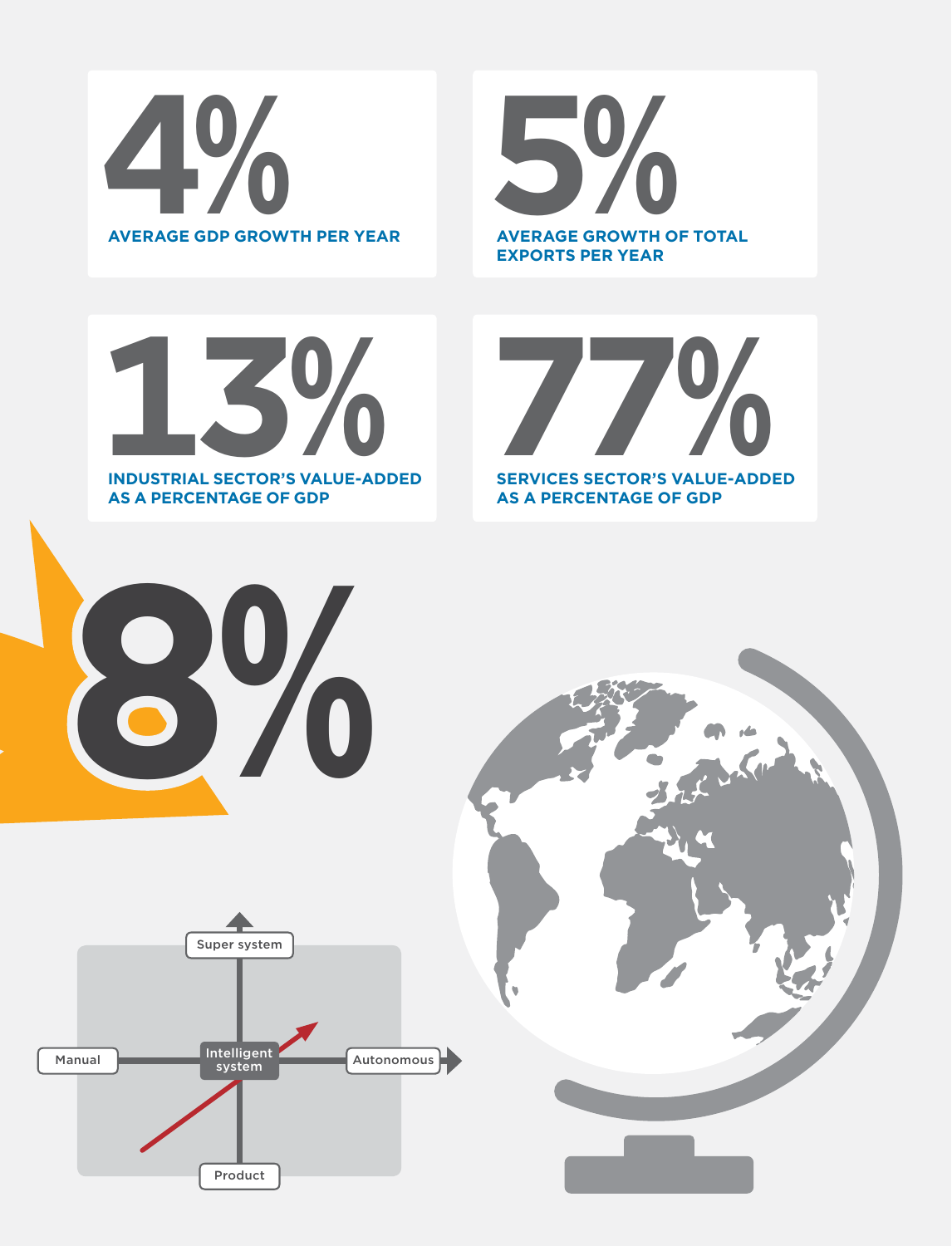**4%**

AVERAGE GDP GROWTH PER YEAR

**5%**

AVERAGE GROWTH OF TOTAL EXPORTS PER YEAR

**13%**

INDUSTRIAL SECTOR'S VALUE-ADDED AS A PERCENTAGE OF GDP

**77%**

SERVICES SECTOR'S VALUE-ADDED AS A PERCENTAGE OF GDP

**8%**

Super system

Manual

Intelligent system

Autonomous

Product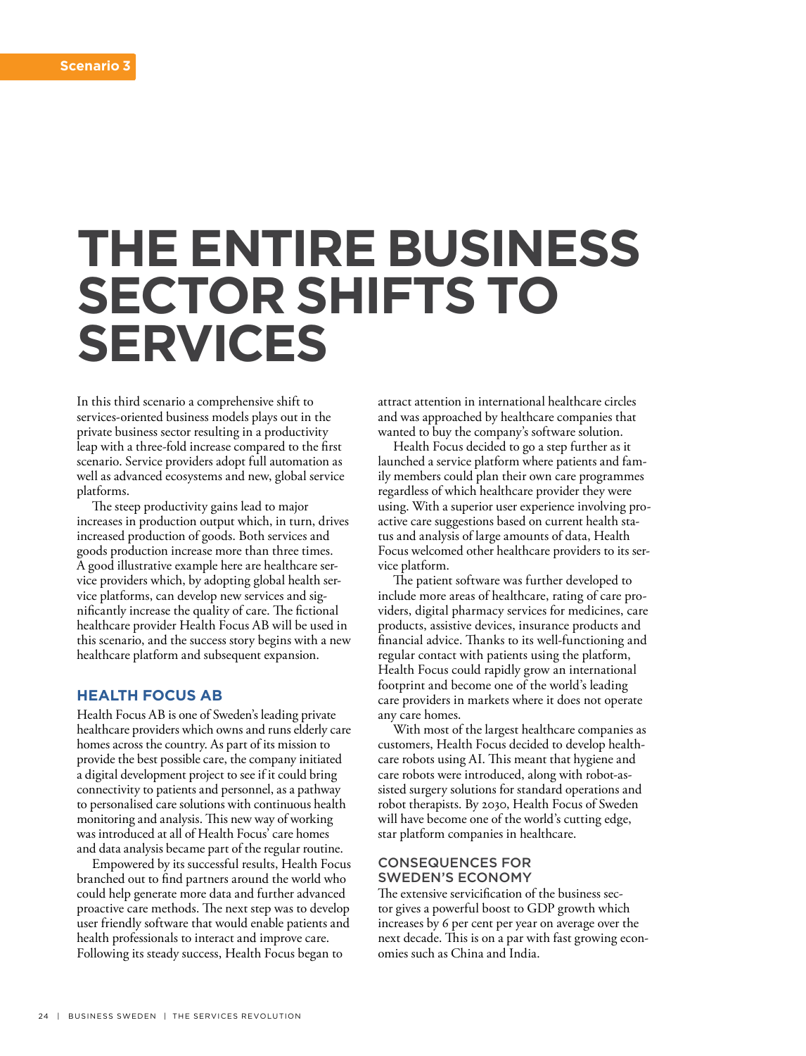Scenario 3

# THE ENTIRE BUSINESS SECTOR SHIFTS TO SERVICES

In this third scenario a comprehensive shift to services-oriented business models plays out in the private business sector resulting in a productivity leap with a three-fold increase compared to the first scenario. Service providers adopt full automation as well as advanced ecosystems and new, global service platforms.

The steep productivity gains lead to major increases in production output which, in turn, drives increased production of goods. Both services and goods production increase more than three times. A good illustrative example here are healthcare service providers which, by adopting global health service platforms, can develop new services and significantly increase the quality of care. The fictional healthcare provider Health Focus AB will be used in this scenario, and the success story begins with a new healthcare platform and subsequent expansion.

## HEALTH FOCUS AB

Health Focus AB is one of Sweden's leading private healthcare providers which owns and runs elderly care homes across the country. As part of its mission to provide the best possible care, the company initiated a digital development project to see if it could bring connectivity to patients and personnel, as a pathway to personalised care solutions with continuous health monitoring and analysis. This new way of working was introduced at all of Health Focus' care homes and data analysis became part of the regular routine.

Empowered by its successful results, Health Focus branched out to find partners around the world who could help generate more data and further advanced proactive care methods. The next step was to develop user friendly software that would enable patients and health professionals to interact and improve care. Following its steady success, Health Focus began to attract attention in international healthcare circles and was approached by healthcare companies that wanted to buy the company's software solution.

Health Focus decided to go a step further as it launched a service platform where patients and family members could plan their own care programmes regardless of which healthcare provider they were using. With a superior user experience involving proactive care suggestions based on current health status and analysis of large amounts of data, Health Focus welcomed other healthcare providers to its service platform.

The patient software was further developed to include more areas of healthcare, rating of care providers, digital pharmacy services for medicines, care products, assistive devices, insurance products and financial advice. Thanks to its well-functioning and regular contact with patients using the platform, Health Focus could rapidly grow an international footprint and become one of the world's leading care providers in markets where it does not operate any care homes.

With most of the largest healthcare companies as customers, Health Focus decided to develop healthcare robots using AI. This meant that hygiene and care robots were introduced, along with robot-assisted surgery solutions for standard operations and robot therapists. By 2030, Health Focus of Sweden will have become one of the world's cutting edge, star platform companies in healthcare.

## CONSEQUENCES FOR SWEDEN'S ECONOMY

The extensive servicification of the business sector gives a powerful boost to GDP growth which increases by 6 per cent per year on average over the next decade. This is on a par with fast growing economies such as China and India.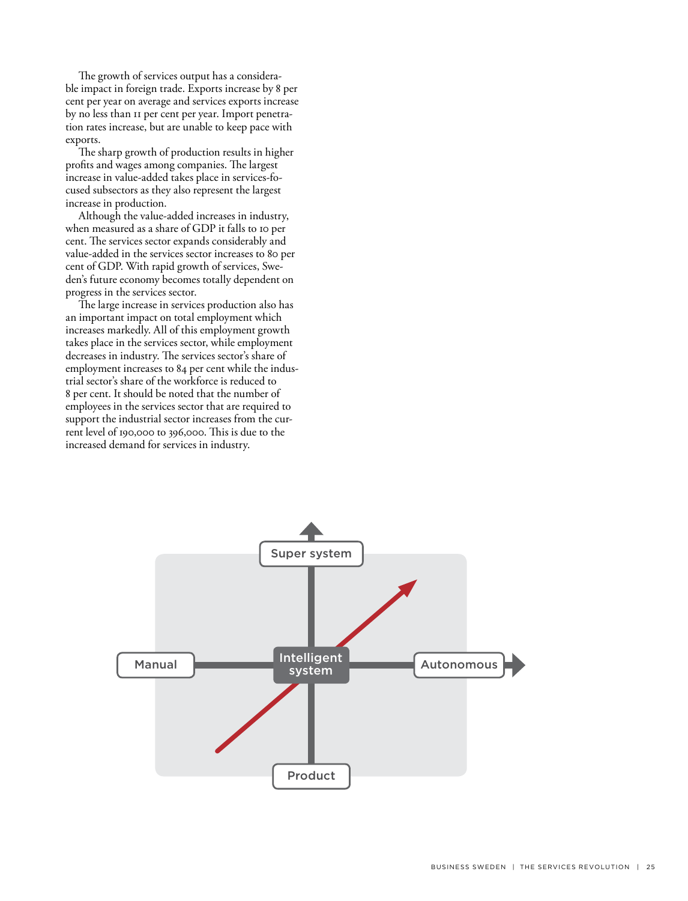The growth of services output has a considerable impact in foreign trade. Exports increase by 8 per cent per year on average and services exports increase by no less than 11 per cent per year. Import penetration rates increase, but are unable to keep pace with exports.

The sharp growth of production results in higher profits and wages among companies. The largest increase in value-added takes place in services-focused subsectors as they also represent the largest increase in production.

Although the value-added increases in industry, when measured as a share of GDP it falls to 10 per cent. The services sector expands considerably and value-added in the services sector increases to 80 per cent of GDP. With rapid growth of services, Sweden's future economy becomes totally dependent on progress in the services sector.

The large increase in services production also has an important impact on total employment which increases markedly. All of this employment growth takes place in the services sector, while employment decreases in industry. The services sector's share of employment increases to 84 per cent while the industrial sector's share of the workforce is reduced to 8 per cent. It should be noted that the number of employees in the services sector that are required to support the industrial sector increases from the current level of 190,000 to 396,000. This is due to the increased demand for services in industry.

Super system

Manual | Intelligent system | Autonomous

Product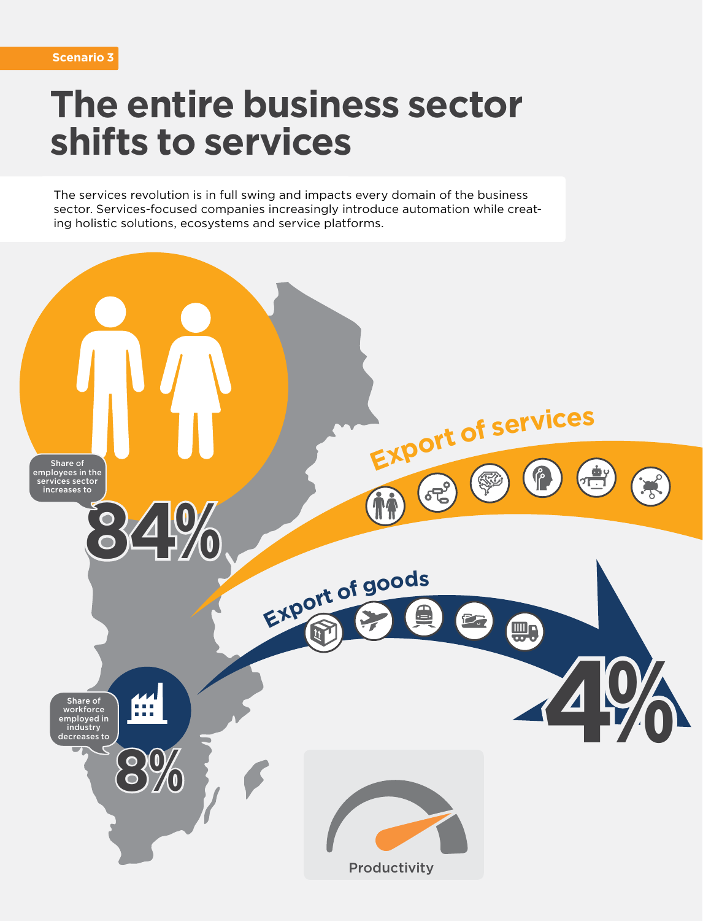Scenario 3

# The entire business sector shifts to services

The services revolution is in full swing and impacts every domain of the business sector. Services-focused companies increasingly introduce automation while creating holistic solutions, ecosystems and service platforms.

Share of employees in the services sector increases to

**84%**

Export of services

Export of goods

**4%**

Share of workforce employed in industry decreases to

**8%**

Productivity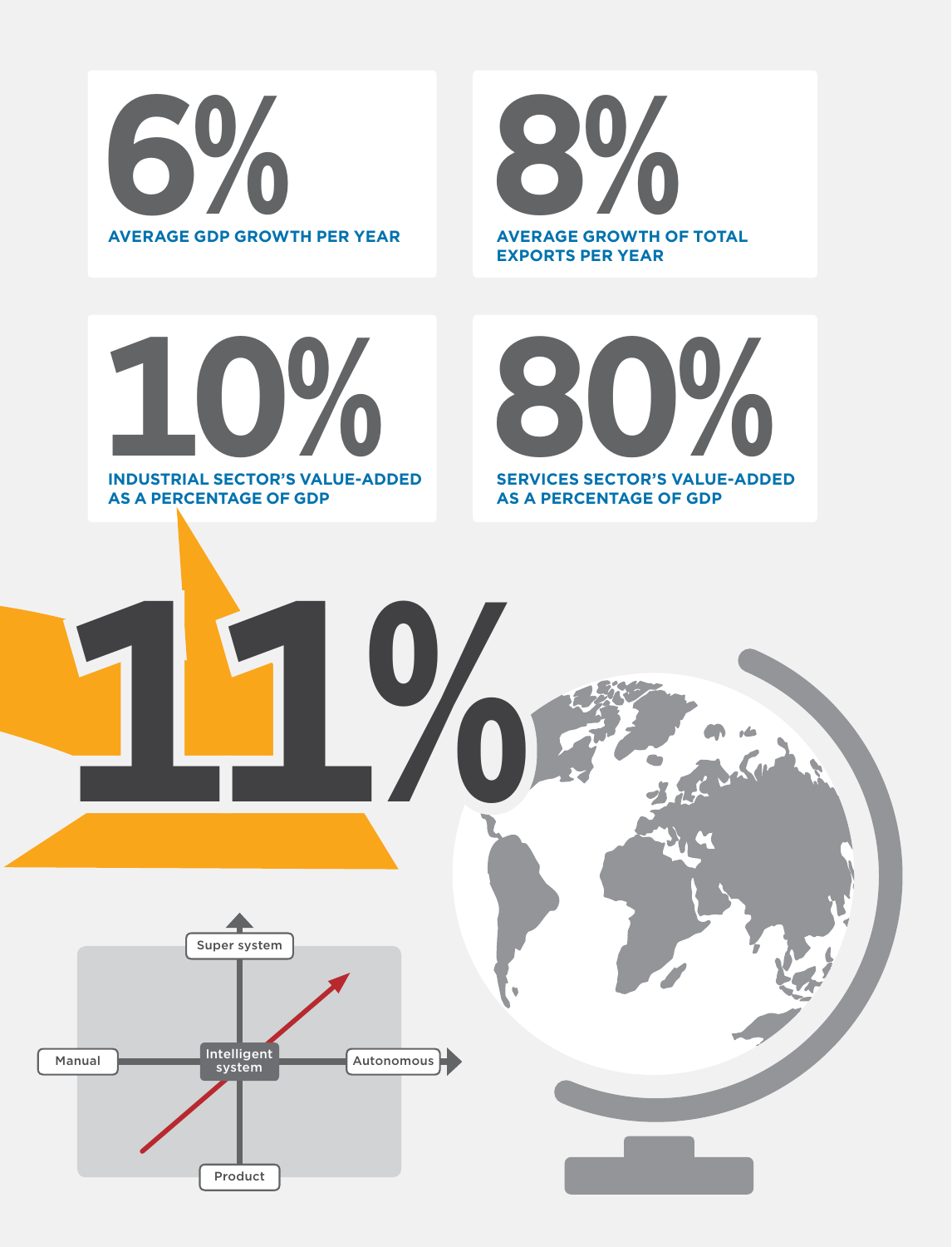**6%**

AVERAGE GDP GROWTH PER YEAR

**8%**

AVERAGE GROWTH OF TOTAL EXPORTS PER YEAR

**10%**

INDUSTRIAL SECTOR'S VALUE-ADDED AS A PERCENTAGE OF GDP

**80%**

SERVICES SECTOR'S VALUE-ADDED AS A PERCENTAGE OF GDP

**11%**

Super system

Manual

Intelligent system

Autonomous

Product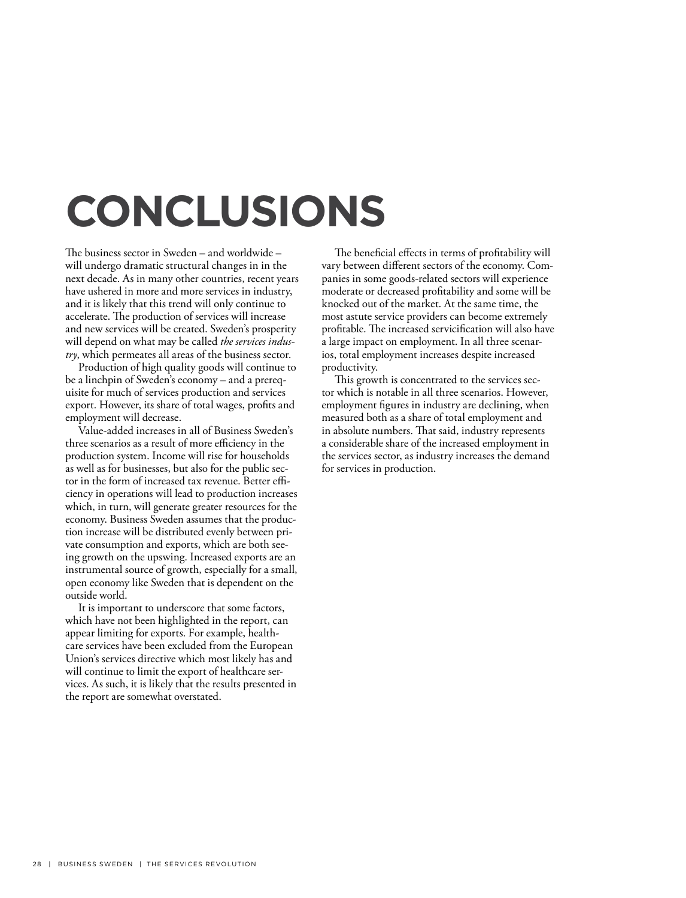# CONCLUSIONS

The business sector in Sweden – and worldwide – will undergo dramatic structural changes in in the next decade. As in many other countries, recent years have ushered in more and more services in industry, and it is likely that this trend will only continue to accelerate. The production of services will increase and new services will be created. Sweden's prosperity will depend on what may be called *the services industry*, which permeates all areas of the business sector.

Production of high quality goods will continue to be a linchpin of Sweden's economy – and a prerequisite for much of services production and services export. However, its share of total wages, profits and employment will decrease.

Value-added increases in all of Business Sweden's three scenarios as a result of more efficiency in the production system. Income will rise for households as well as for businesses, but also for the public sector in the form of increased tax revenue. Better efficiency in operations will lead to production increases which, in turn, will generate greater resources for the economy. Business Sweden assumes that the production increase will be distributed evenly between private consumption and exports, which are both seeing growth on the upswing. Increased exports are an instrumental source of growth, especially for a small, open economy like Sweden that is dependent on the outside world.

It is important to underscore that some factors, which have not been highlighted in the report, can appear limiting for exports. For example, healthcare services have been excluded from the European Union's services directive which most likely has and will continue to limit the export of healthcare services. As such, it is likely that the results presented in the report are somewhat overstated.

The beneficial effects in terms of profitability will vary between different sectors of the economy. Companies in some goods-related sectors will experience moderate or decreased profitability and some will be knocked out of the market. At the same time, the most astute service providers can become extremely profitable. The increased servicification will also have a large impact on employment. In all three scenarios, total employment increases despite increased productivity.

This growth is concentrated to the services sector which is notable in all three scenarios. However, employment figures in industry are declining, when measured both as a share of total employment and in absolute numbers. That said, industry represents a considerable share of the increased employment in the services sector, as industry increases the demand for services in production.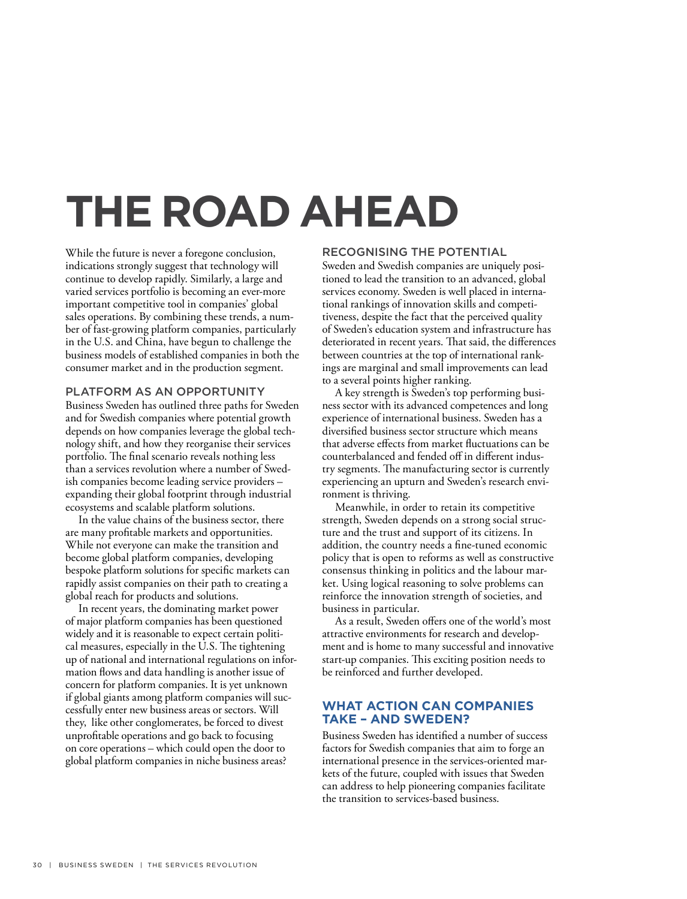# THE ROAD AHEAD

While the future is never a foregone conclusion, indications strongly suggest that technology will continue to develop rapidly. Similarly, a large and varied services portfolio is becoming an ever-more important competitive tool in companies' global sales operations. By combining these trends, a number of fast-growing platform companies, particularly in the U.S. and China, have begun to challenge the business models of established companies in both the consumer market and in the production segment.

## PLATFORM AS AN OPPORTUNITY

Business Sweden has outlined three paths for Sweden and for Swedish companies where potential growth depends on how companies leverage the global technology shift, and how they reorganise their services portfolio. The final scenario reveals nothing less than a services revolution where a number of Swedish companies become leading service providers – expanding their global footprint through industrial ecosystems and scalable platform solutions.

In the value chains of the business sector, there are many profitable markets and opportunities. While not everyone can make the transition and become global platform companies, developing bespoke platform solutions for specific markets can rapidly assist companies on their path to creating a global reach for products and solutions.

In recent years, the dominating market power of major platform companies has been questioned widely and it is reasonable to expect certain political measures, especially in the U.S. The tightening up of national and international regulations on information flows and data handling is another issue of concern for platform companies. It is yet unknown if global giants among platform companies will successfully enter new business areas or sectors. Will they, like other conglomerates, be forced to divest unprofitable operations and go back to focusing on core operations – which could open the door to global platform companies in niche business areas?

## RECOGNISING THE POTENTIAL

Sweden and Swedish companies are uniquely positioned to lead the transition to an advanced, global services economy. Sweden is well placed in international rankings of innovation skills and competitiveness, despite the fact that the perceived quality of Sweden's education system and infrastructure has deteriorated in recent years. That said, the differences between countries at the top of international rankings are marginal and small improvements can lead to a several points higher ranking.

A key strength is Sweden's top performing business sector with its advanced competences and long experience of international business. Sweden has a diversified business sector structure which means that adverse effects from market fluctuations can be counterbalanced and fended off in different industry segments. The manufacturing sector is currently experiencing an upturn and Sweden's research environment is thriving.

Meanwhile, in order to retain its competitive strength, Sweden depends on a strong social structure and the trust and support of its citizens. In addition, the country needs a fine-tuned economic policy that is open to reforms as well as constructive consensus thinking in politics and the labour market. Using logical reasoning to solve problems can reinforce the innovation strength of societies, and business in particular.

As a result, Sweden offers one of the world's most attractive environments for research and development and is home to many successful and innovative start-up companies. This exciting position needs to be reinforced and further developed.

## WHAT ACTION CAN COMPANIES TAKE – AND SWEDEN?

Business Sweden has identified a number of success factors for Swedish companies that aim to forge an international presence in the services-oriented markets of the future, coupled with issues that Sweden can address to help pioneering companies facilitate the transition to services-based business.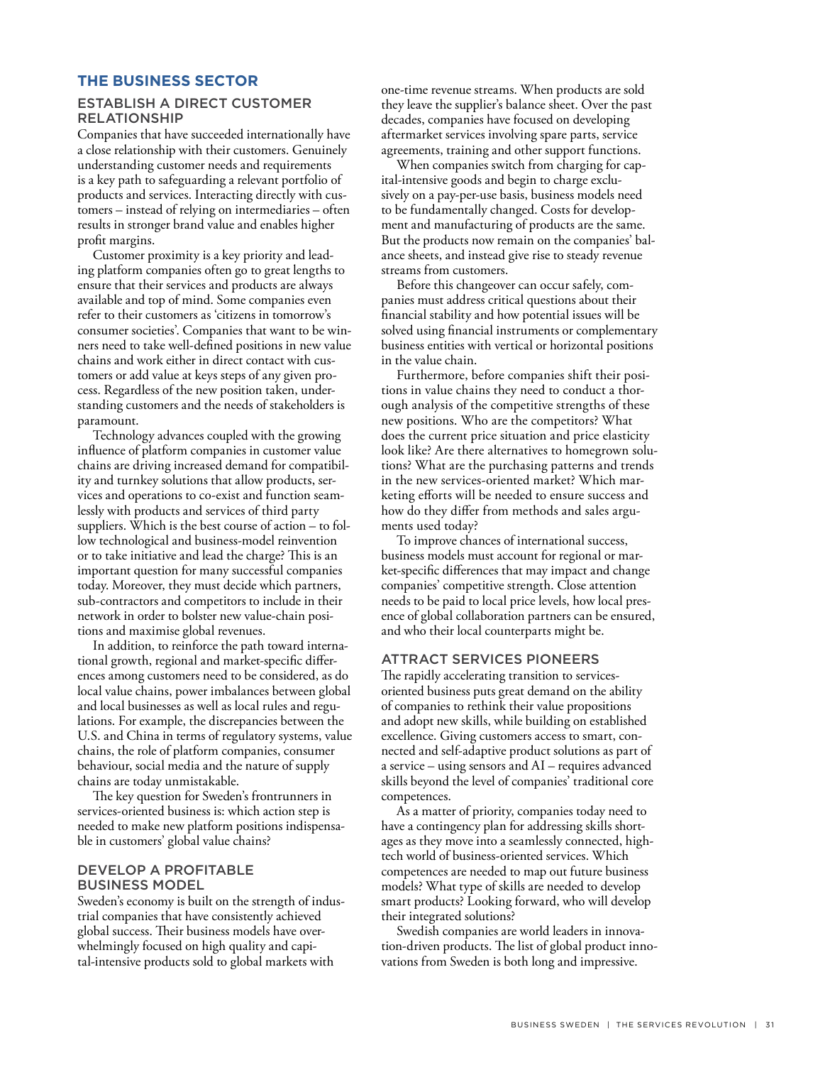## THE BUSINESS SECTOR

### ESTABLISH A DIRECT CUSTOMER RELATIONSHIP

Companies that have succeeded internationally have a close relationship with their customers. Genuinely understanding customer needs and requirements is a key path to safeguarding a relevant portfolio of products and services. Interacting directly with customers – instead of relying on intermediaries – often results in stronger brand value and enables higher profit margins.

Customer proximity is a key priority and leading platform companies often go to great lengths to ensure that their services and products are always available and top of mind. Some companies even refer to their customers as 'citizens in tomorrow's consumer societies'. Companies that want to be winners need to take well-defined positions in new value chains and work either in direct contact with customers or add value at keys steps of any given process. Regardless of the new position taken, understanding customers and the needs of stakeholders is paramount.

Technology advances coupled with the growing influence of platform companies in customer value chains are driving increased demand for compatibility and turnkey solutions that allow products, services and operations to co-exist and function seamlessly with products and services of third party suppliers. Which is the best course of action – to follow technological and business-model reinvention or to take initiative and lead the charge? This is an important question for many successful companies today. Moreover, they must decide which partners, sub-contractors and competitors to include in their network in order to bolster new value-chain positions and maximise global revenues.

In addition, to reinforce the path toward international growth, regional and market-specific differences among customers need to be considered, as do local value chains, power imbalances between global and local businesses as well as local rules and regulations. For example, the discrepancies between the U.S. and China in terms of regulatory systems, value chains, the role of platform companies, consumer behaviour, social media and the nature of supply chains are today unmistakable.

The key question for Sweden's frontrunners in services-oriented business is: which action step is needed to make new platform positions indispensable in customers' global value chains?

### DEVELOP A PROFITABLE BUSINESS MODEL

Sweden's economy is built on the strength of industrial companies that have consistently achieved global success. Their business models have overwhelmingly focused on high quality and capital-intensive products sold to global markets with one-time revenue streams. When products are sold they leave the supplier's balance sheet. Over the past decades, companies have focused on developing aftermarket services involving spare parts, service agreements, training and other support functions.

When companies switch from charging for capital-intensive goods and begin to charge exclusively on a pay-per-use basis, business models need to be fundamentally changed. Costs for development and manufacturing of products are the same. But the products now remain on the companies' balance sheets, and instead give rise to steady revenue streams from customers.

Before this changeover can occur safely, companies must address critical questions about their financial stability and how potential issues will be solved using financial instruments or complementary business entities with vertical or horizontal positions in the value chain.

Furthermore, before companies shift their positions in value chains they need to conduct a thorough analysis of the competitive strengths of these new positions. Who are the competitors? What does the current price situation and price elasticity look like? Are there alternatives to homegrown solutions? What are the purchasing patterns and trends in the new services-oriented market? Which marketing efforts will be needed to ensure success and how do they differ from methods and sales arguments used today?

To improve chances of international success, business models must account for regional or market-specific differences that may impact and change companies' competitive strength. Close attention needs to be paid to local price levels, how local presence of global collaboration partners can be ensured, and who their local counterparts might be.

### ATTRACT SERVICES PIONEERS

The rapidly accelerating transition to services-oriented business puts great demand on the ability of companies to rethink their value propositions and adopt new skills, while building on established excellence. Giving customers access to smart, connected and self-adaptive product solutions as part of a service – using sensors and AI – requires advanced skills beyond the level of companies' traditional core competences.

As a matter of priority, companies today need to have a contingency plan for addressing skills shortages as they move into a seamlessly connected, high-tech world of business-oriented services. Which competences are needed to map out future business models? What type of skills are needed to develop smart products? Looking forward, who will develop their integrated solutions?

Swedish companies are world leaders in innovation-driven products. The list of global product innovations from Sweden is both long and impressive.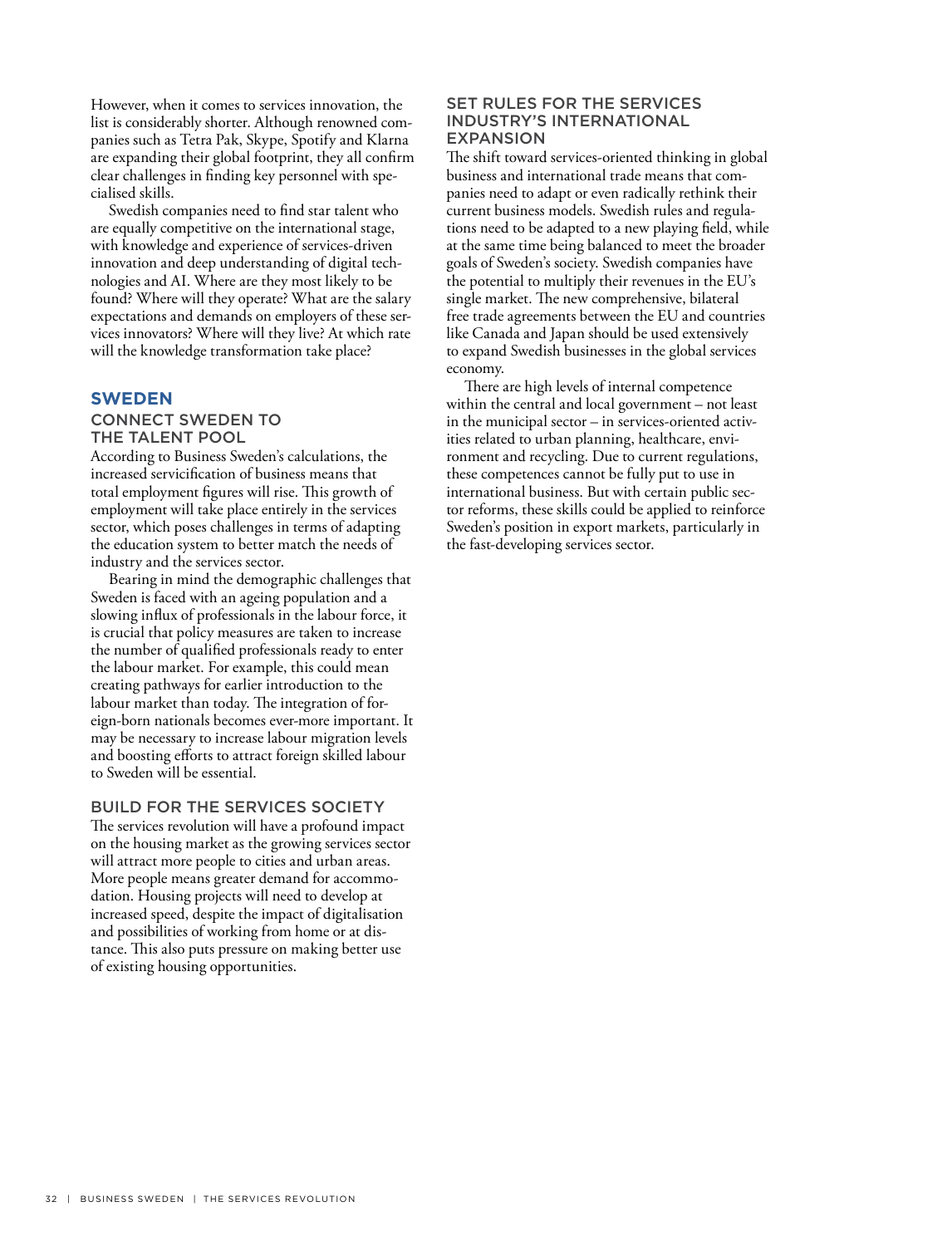However, when it comes to services innovation, the list is considerably shorter. Although renowned companies such as Tetra Pak, Skype, Spotify and Klarna are expanding their global footprint, they all confirm clear challenges in finding key personnel with specialised skills.

Swedish companies need to find star talent who are equally competitive on the international stage, with knowledge and experience of services-driven innovation and deep understanding of digital technologies and AI. Where are they most likely to be found? Where will they operate? What are the salary expectations and demands on employers of these services innovators? Where will they live? At which rate will the knowledge transformation take place?

## SWEDEN

### CONNECT SWEDEN TO THE TALENT POOL

According to Business Sweden's calculations, the increased servicification of business means that total employment figures will rise. This growth of employment will take place entirely in the services sector, which poses challenges in terms of adapting the education system to better match the needs of industry and the services sector.

Bearing in mind the demographic challenges that Sweden is faced with an ageing population and a slowing influx of professionals in the labour force, it is crucial that policy measures are taken to increase the number of qualified professionals ready to enter the labour market. For example, this could mean creating pathways for earlier introduction to the labour market than today. The integration of foreign-born nationals becomes ever-more important. It may be necessary to increase labour migration levels and boosting efforts to attract foreign skilled labour to Sweden will be essential.

### BUILD FOR THE SERVICES SOCIETY

The services revolution will have a profound impact on the housing market as the growing services sector will attract more people to cities and urban areas. More people means greater demand for accommodation. Housing projects will need to develop at increased speed, despite the impact of digitalisation and possibilities of working from home or at distance. This also puts pressure on making better use of existing housing opportunities.

### SET RULES FOR THE SERVICES INDUSTRY'S INTERNATIONAL EXPANSION

The shift toward services-oriented thinking in global business and international trade means that companies need to adapt or even radically rethink their current business models. Swedish rules and regulations need to be adapted to a new playing field, while at the same time being balanced to meet the broader goals of Sweden's society. Swedish companies have the potential to multiply their revenues in the EU's single market. The new comprehensive, bilateral free trade agreements between the EU and countries like Canada and Japan should be used extensively to expand Swedish businesses in the global services economy.

There are high levels of internal competence within the central and local government – not least in the municipal sector – in services-oriented activities related to urban planning, healthcare, environment and recycling. Due to current regulations, these competences cannot be fully put to use in international business. But with certain public sector reforms, these skills could be applied to reinforce Sweden's position in export markets, particularly in the fast-developing services sector.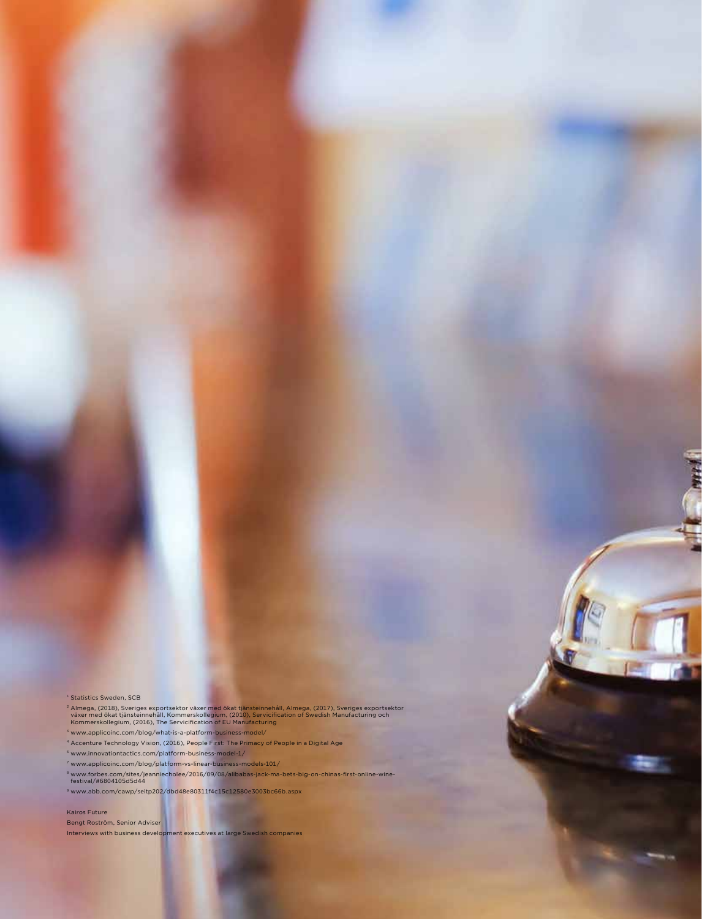[1] Statistics Sweden, SCB

[2] Almega, (2018), Sveriges exportsektor växer med ökat tjänsteinnehåll, Almega, (2017), Sveriges exportsektor växer med ökat tjänsteinnehåll, Kommerskollegium, (2010), Servicification of Swedish Manufacturing och Kommerskollegium, (2016), The Servicification of EU Manufacturing

[3] www.applicoinc.com/blog/what-is-a-platform-business-model/

[4] Accenture Technology Vision, (2016), People First: The Primacy of People in a Digital Age

[6] www.innovationtactics.com/platform-business-model-1/

[7] www.applicoinc.com/blog/platform-vs-linear-business-models-101/

[8] www.forbes.com/sites/jeanniecholee/2016/09/08/alibabas-jack-ma-bets-big-on-chinas-first-online-wine-festival/#6804105d5d44

[9] www.abb.com/cawp/seitp202/dbd48e80311f4c15c12580e3003bc66b.aspx

Kairos Future

Bengt Roström, Senior Adviser

Interviews with business development executives at large Swedish companies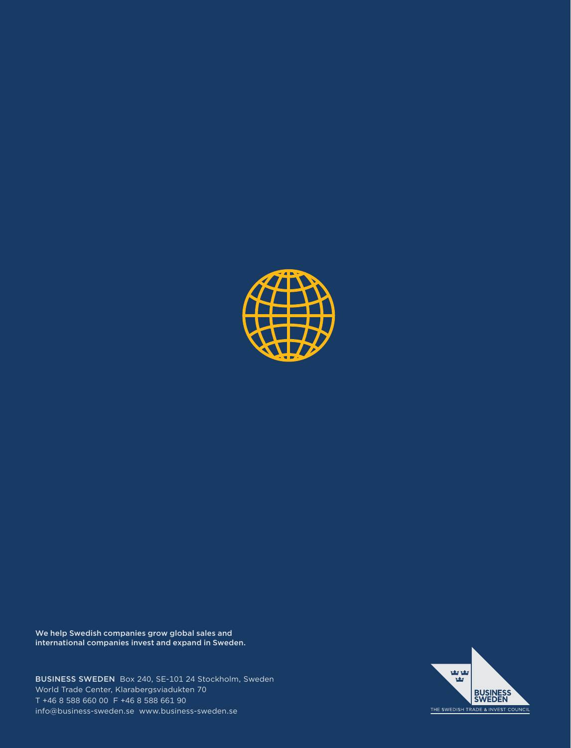**We help Swedish companies grow global sales and international companies invest and expand in Sweden.**

**BUSINESS SWEDEN** Box 240, SE-101 24 Stockholm, Sweden
World Trade Center, Klarabergsviadukten 70
T +46 8 588 660 00 F +46 8 588 661 90
info@business-sweden.se www.business-sweden.se

BUSINESS SWEDEN
THE SWEDISH TRADE & INVEST COUNCIL